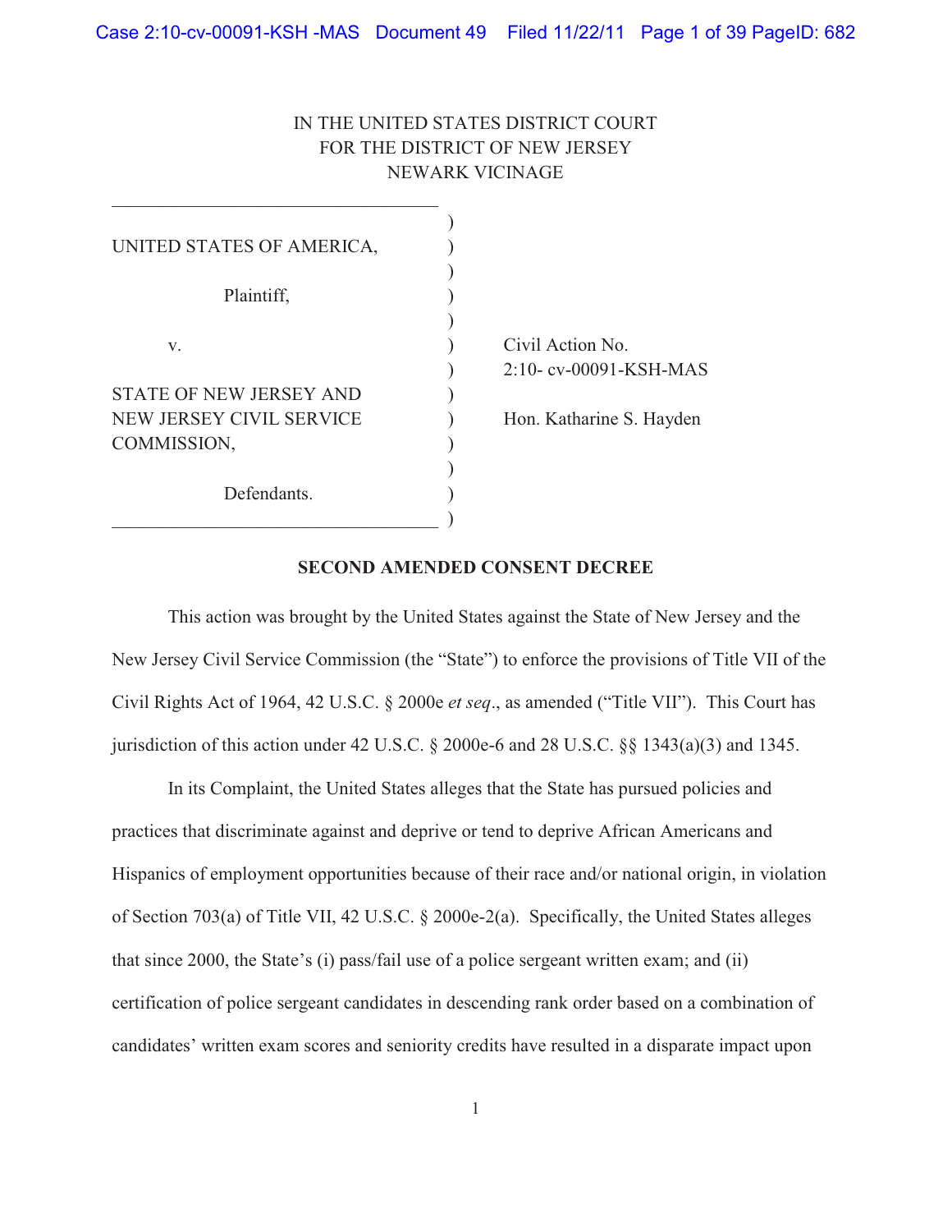IN THE UNITED STATES DISTRICT COURT
FOR THE DISTRICT OF NEW JERSEY
NEWARK VICINAGE

| | |
|---|---|
| UNITED STATES OF AMERICA,<br><br>Plaintiff,<br><br>v.<br><br>STATE OF NEW JERSEY AND NEW JERSEY CIVIL SERVICE COMMISSION,<br><br>Defendants. | Civil Action No. 2:10- cv-00091-KSH-MAS<br><br>Hon. Katharine S. Hayden |

**SECOND AMENDED CONSENT DECREE**

This action was brought by the United States against the State of New Jersey and the New Jersey Civil Service Commission (the "State") to enforce the provisions of Title VII of the Civil Rights Act of 1964, 42 U.S.C. § 2000e *et seq*., as amended ("Title VII"). This Court has jurisdiction of this action under 42 U.S.C. § 2000e-6 and 28 U.S.C. §§ 1343(a)(3) and 1345.

In its Complaint, the United States alleges that the State has pursued policies and practices that discriminate against and deprive or tend to deprive African Americans and Hispanics of employment opportunities because of their race and/or national origin, in violation of Section 703(a) of Title VII, 42 U.S.C. § 2000e-2(a). Specifically, the United States alleges that since 2000, the State's (i) pass/fail use of a police sergeant written exam; and (ii) certification of police sergeant candidates in descending rank order based on a combination of candidates' written exam scores and seniority credits have resulted in a disparate impact upon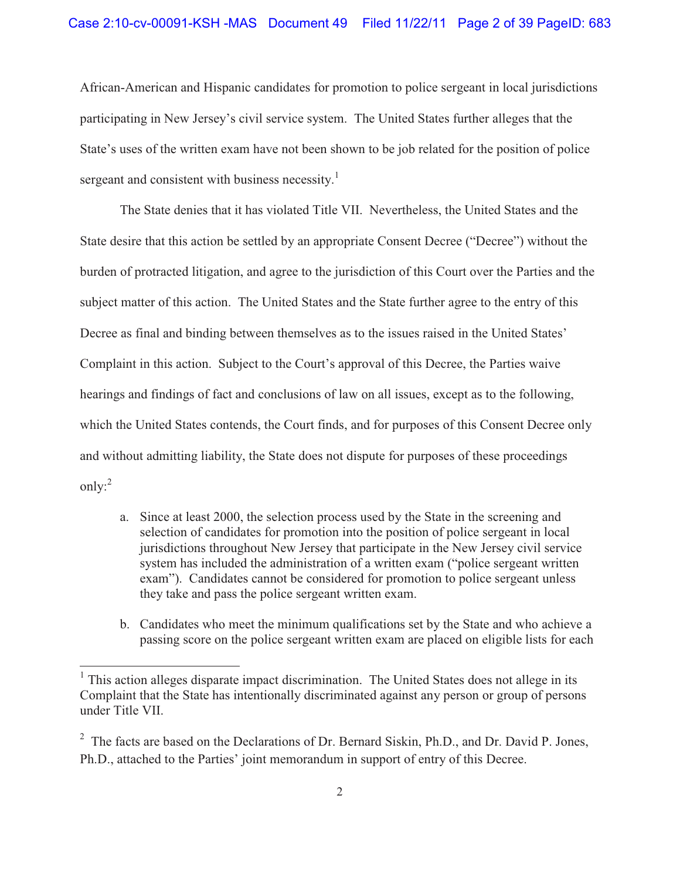African-American and Hispanic candidates for promotion to police sergeant in local jurisdictions participating in New Jersey's civil service system. The United States further alleges that the State's uses of the written exam have not been shown to be job related for the position of police sergeant and consistent with business necessity.[1]

The State denies that it has violated Title VII. Nevertheless, the United States and the State desire that this action be settled by an appropriate Consent Decree ("Decree") without the burden of protracted litigation, and agree to the jurisdiction of this Court over the Parties and the subject matter of this action. The United States and the State further agree to the entry of this Decree as final and binding between themselves as to the issues raised in the United States' Complaint in this action. Subject to the Court's approval of this Decree, the Parties waive hearings and findings of fact and conclusions of law on all issues, except as to the following, which the United States contends, the Court finds, and for purposes of this Consent Decree only and without admitting liability, the State does not dispute for purposes of these proceedings only:[2]

a. Since at least 2000, the selection process used by the State in the screening and selection of candidates for promotion into the position of police sergeant in local jurisdictions throughout New Jersey that participate in the New Jersey civil service system has included the administration of a written exam ("police sergeant written exam"). Candidates cannot be considered for promotion to police sergeant unless they take and pass the police sergeant written exam.

b. Candidates who meet the minimum qualifications set by the State and who achieve a passing score on the police sergeant written exam are placed on eligible lists for each

---

[1] This action alleges disparate impact discrimination. The United States does not allege in its Complaint that the State has intentionally discriminated against any person or group of persons under Title VII.

[2] The facts are based on the Declarations of Dr. Bernard Siskin, Ph.D., and Dr. David P. Jones, Ph.D., attached to the Parties' joint memorandum in support of entry of this Decree.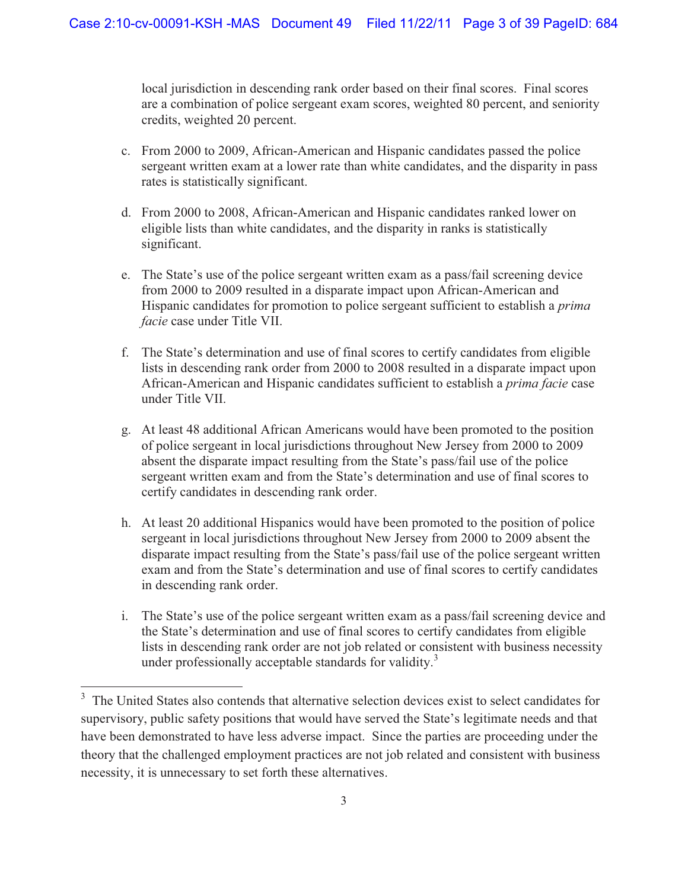local jurisdiction in descending rank order based on their final scores. Final scores are a combination of police sergeant exam scores, weighted 80 percent, and seniority credits, weighted 20 percent.

c. From 2000 to 2009, African-American and Hispanic candidates passed the police sergeant written exam at a lower rate than white candidates, and the disparity in pass rates is statistically significant.

d. From 2000 to 2008, African-American and Hispanic candidates ranked lower on eligible lists than white candidates, and the disparity in ranks is statistically significant.

e. The State's use of the police sergeant written exam as a pass/fail screening device from 2000 to 2009 resulted in a disparate impact upon African-American and Hispanic candidates for promotion to police sergeant sufficient to establish a *prima facie* case under Title VII.

f. The State's determination and use of final scores to certify candidates from eligible lists in descending rank order from 2000 to 2008 resulted in a disparate impact upon African-American and Hispanic candidates sufficient to establish a *prima facie* case under Title VII.

g. At least 48 additional African Americans would have been promoted to the position of police sergeant in local jurisdictions throughout New Jersey from 2000 to 2009 absent the disparate impact resulting from the State's pass/fail use of the police sergeant written exam and from the State's determination and use of final scores to certify candidates in descending rank order.

h. At least 20 additional Hispanics would have been promoted to the position of police sergeant in local jurisdictions throughout New Jersey from 2000 to 2009 absent the disparate impact resulting from the State's pass/fail use of the police sergeant written exam and from the State's determination and use of final scores to certify candidates in descending rank order.

i. The State's use of the police sergeant written exam as a pass/fail screening device and the State's determination and use of final scores to certify candidates from eligible lists in descending rank order are not job related or consistent with business necessity under professionally acceptable standards for validity.[3]

---

[3] The United States also contends that alternative selection devices exist to select candidates for supervisory, public safety positions that would have served the State's legitimate needs and that have been demonstrated to have less adverse impact. Since the parties are proceeding under the theory that the challenged employment practices are not job related and consistent with business necessity, it is unnecessary to set forth these alternatives.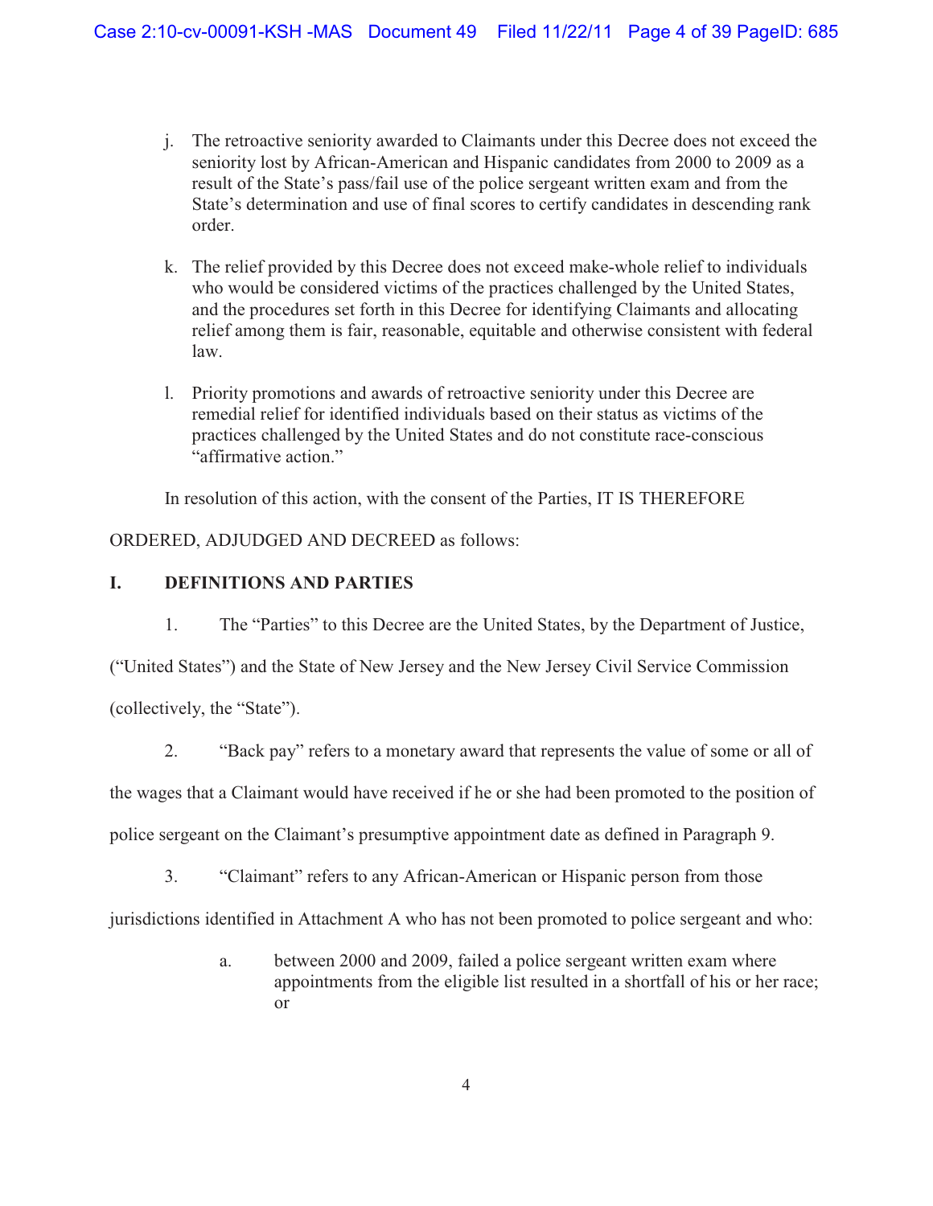j. The retroactive seniority awarded to Claimants under this Decree does not exceed the seniority lost by African-American and Hispanic candidates from 2000 to 2009 as a result of the State's pass/fail use of the police sergeant written exam and from the State's determination and use of final scores to certify candidates in descending rank order.

k. The relief provided by this Decree does not exceed make-whole relief to individuals who would be considered victims of the practices challenged by the United States, and the procedures set forth in this Decree for identifying Claimants and allocating relief among them is fair, reasonable, equitable and otherwise consistent with federal law.

l. Priority promotions and awards of retroactive seniority under this Decree are remedial relief for identified individuals based on their status as victims of the practices challenged by the United States and do not constitute race-conscious "affirmative action."

In resolution of this action, with the consent of the Parties, IT IS THEREFORE ORDERED, ADJUDGED AND DECREED as follows:

## I. DEFINITIONS AND PARTIES

1. The "Parties" to this Decree are the United States, by the Department of Justice, ("United States") and the State of New Jersey and the New Jersey Civil Service Commission (collectively, the "State").

2. "Back pay" refers to a monetary award that represents the value of some or all of the wages that a Claimant would have received if he or she had been promoted to the position of police sergeant on the Claimant's presumptive appointment date as defined in Paragraph 9.

3. "Claimant" refers to any African-American or Hispanic person from those jurisdictions identified in Attachment A who has not been promoted to police sergeant and who:

   a. between 2000 and 2009, failed a police sergeant written exam where appointments from the eligible list resulted in a shortfall of his or her race; or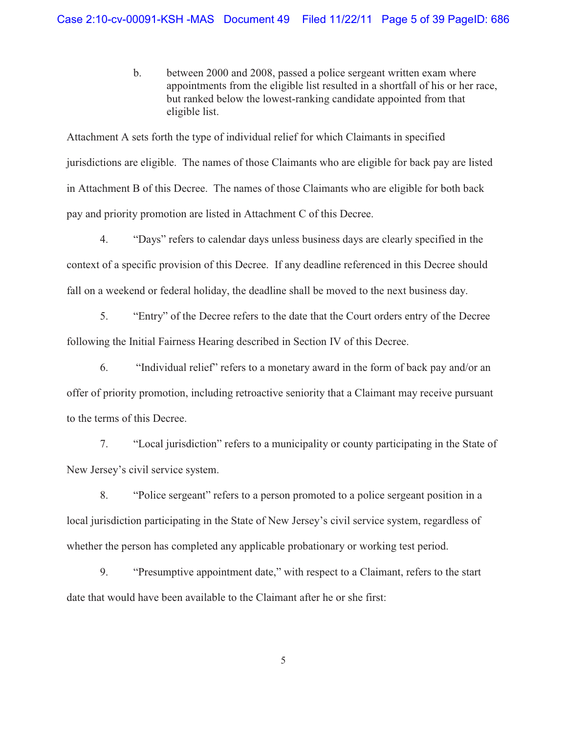b. between 2000 and 2008, passed a police sergeant written exam where appointments from the eligible list resulted in a shortfall of his or her race, but ranked below the lowest-ranking candidate appointed from that eligible list.

Attachment A sets forth the type of individual relief for which Claimants in specified jurisdictions are eligible. The names of those Claimants who are eligible for back pay are listed in Attachment B of this Decree. The names of those Claimants who are eligible for both back pay and priority promotion are listed in Attachment C of this Decree.

4. "Days" refers to calendar days unless business days are clearly specified in the context of a specific provision of this Decree. If any deadline referenced in this Decree should fall on a weekend or federal holiday, the deadline shall be moved to the next business day.

5. "Entry" of the Decree refers to the date that the Court orders entry of the Decree following the Initial Fairness Hearing described in Section IV of this Decree.

6. "Individual relief" refers to a monetary award in the form of back pay and/or an offer of priority promotion, including retroactive seniority that a Claimant may receive pursuant to the terms of this Decree.

7. "Local jurisdiction" refers to a municipality or county participating in the State of New Jersey's civil service system.

8. "Police sergeant" refers to a person promoted to a police sergeant position in a local jurisdiction participating in the State of New Jersey's civil service system, regardless of whether the person has completed any applicable probationary or working test period.

9. "Presumptive appointment date," with respect to a Claimant, refers to the start date that would have been available to the Claimant after he or she first: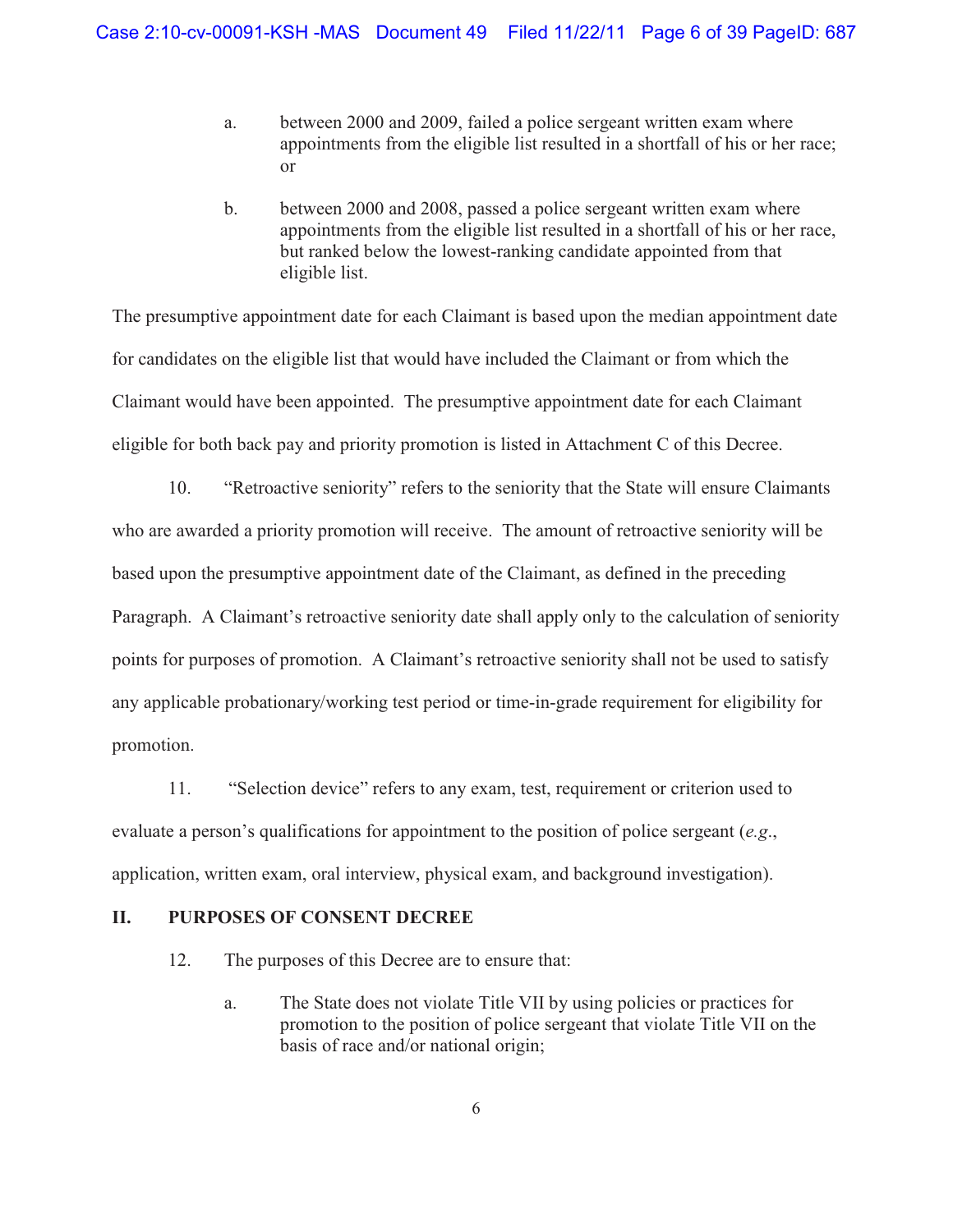a. between 2000 and 2009, failed a police sergeant written exam where appointments from the eligible list resulted in a shortfall of his or her race; or

b. between 2000 and 2008, passed a police sergeant written exam where appointments from the eligible list resulted in a shortfall of his or her race, but ranked below the lowest-ranking candidate appointed from that eligible list.

The presumptive appointment date for each Claimant is based upon the median appointment date for candidates on the eligible list that would have included the Claimant or from which the Claimant would have been appointed. The presumptive appointment date for each Claimant eligible for both back pay and priority promotion is listed in Attachment C of this Decree.

10. "Retroactive seniority" refers to the seniority that the State will ensure Claimants who are awarded a priority promotion will receive. The amount of retroactive seniority will be based upon the presumptive appointment date of the Claimant, as defined in the preceding Paragraph. A Claimant's retroactive seniority date shall apply only to the calculation of seniority points for purposes of promotion. A Claimant's retroactive seniority shall not be used to satisfy any applicable probationary/working test period or time-in-grade requirement for eligibility for promotion.

11. "Selection device" refers to any exam, test, requirement or criterion used to evaluate a person's qualifications for appointment to the position of police sergeant (*e.g.*, application, written exam, oral interview, physical exam, and background investigation).

## II. PURPOSES OF CONSENT DECREE

12. The purposes of this Decree are to ensure that:

a. The State does not violate Title VII by using policies or practices for promotion to the position of police sergeant that violate Title VII on the basis of race and/or national origin;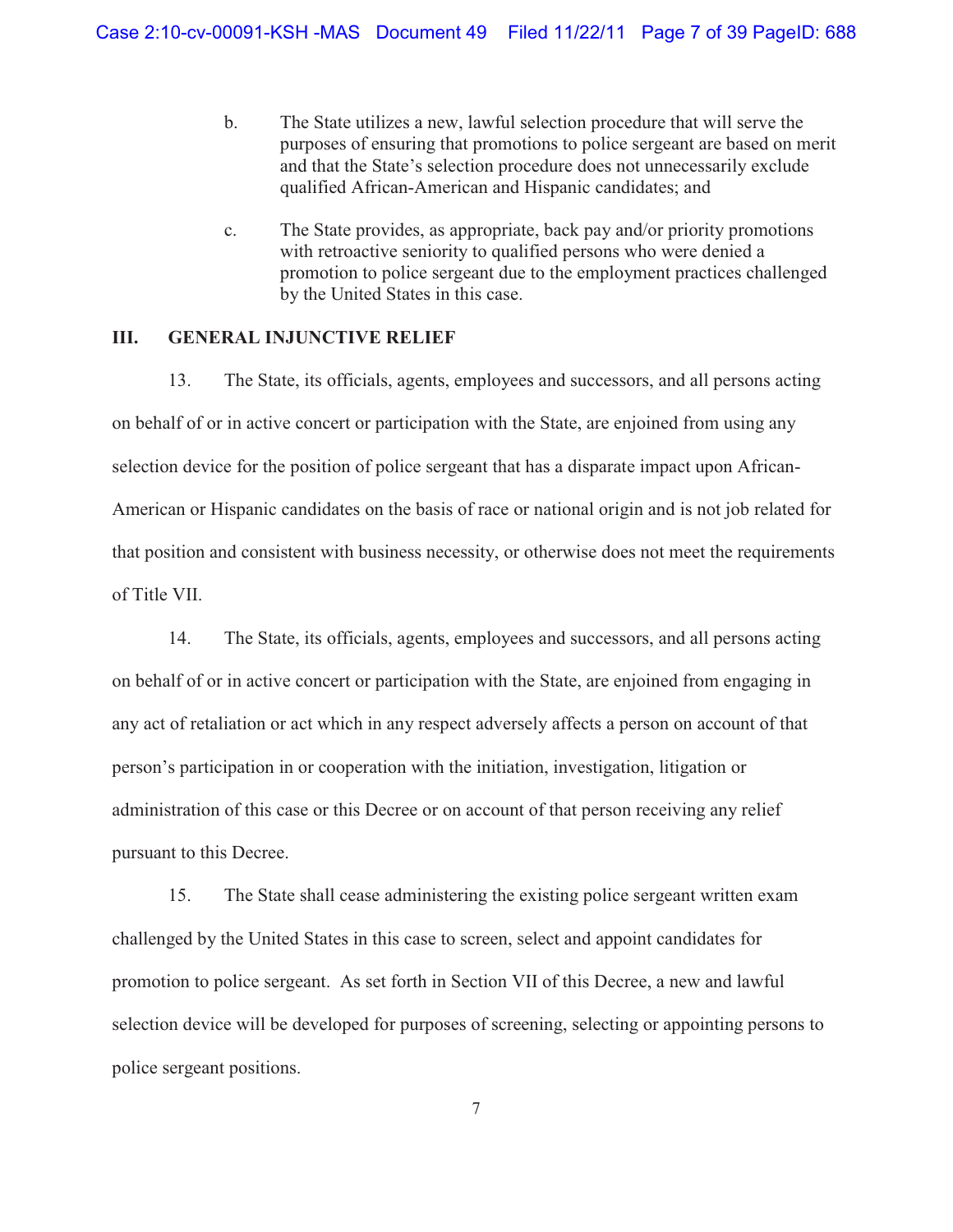b. The State utilizes a new, lawful selection procedure that will serve the purposes of ensuring that promotions to police sergeant are based on merit and that the State's selection procedure does not unnecessarily exclude qualified African-American and Hispanic candidates; and

c. The State provides, as appropriate, back pay and/or priority promotions with retroactive seniority to qualified persons who were denied a promotion to police sergeant due to the employment practices challenged by the United States in this case.

## III. GENERAL INJUNCTIVE RELIEF

13. The State, its officials, agents, employees and successors, and all persons acting on behalf of or in active concert or participation with the State, are enjoined from using any selection device for the position of police sergeant that has a disparate impact upon African-American or Hispanic candidates on the basis of race or national origin and is not job related for that position and consistent with business necessity, or otherwise does not meet the requirements of Title VII.

14. The State, its officials, agents, employees and successors, and all persons acting on behalf of or in active concert or participation with the State, are enjoined from engaging in any act of retaliation or act which in any respect adversely affects a person on account of that person's participation in or cooperation with the initiation, investigation, litigation or administration of this case or this Decree or on account of that person receiving any relief pursuant to this Decree.

15. The State shall cease administering the existing police sergeant written exam challenged by the United States in this case to screen, select and appoint candidates for promotion to police sergeant. As set forth in Section VII of this Decree, a new and lawful selection device will be developed for purposes of screening, selecting or appointing persons to police sergeant positions.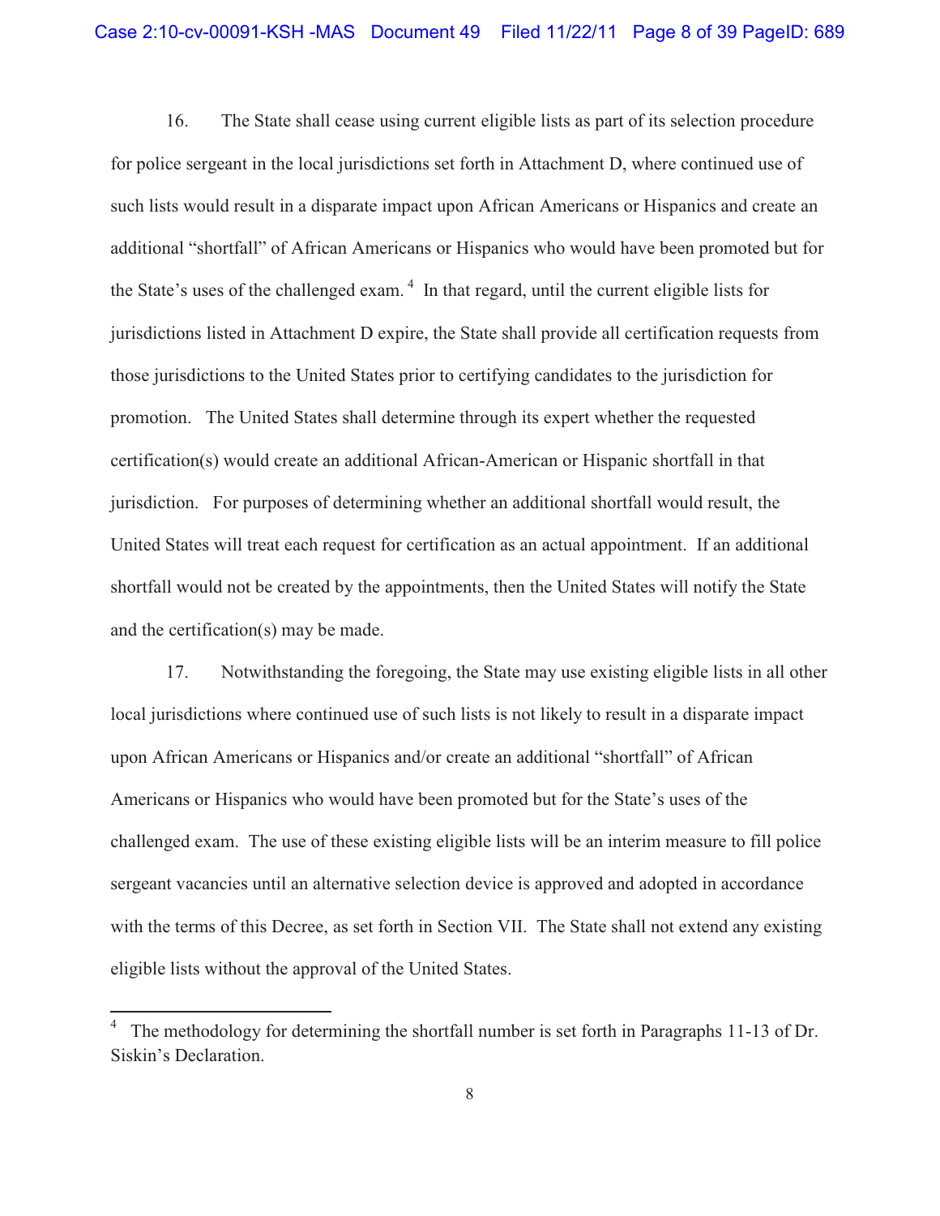16. The State shall cease using current eligible lists as part of its selection procedure for police sergeant in the local jurisdictions set forth in Attachment D, where continued use of such lists would result in a disparate impact upon African Americans or Hispanics and create an additional "shortfall" of African Americans or Hispanics who would have been promoted but for the State's uses of the challenged exam.[4] In that regard, until the current eligible lists for jurisdictions listed in Attachment D expire, the State shall provide all certification requests from those jurisdictions to the United States prior to certifying candidates to the jurisdiction for promotion. The United States shall determine through its expert whether the requested certification(s) would create an additional African-American or Hispanic shortfall in that jurisdiction. For purposes of determining whether an additional shortfall would result, the United States will treat each request for certification as an actual appointment. If an additional shortfall would not be created by the appointments, then the United States will notify the State and the certification(s) may be made.

17. Notwithstanding the foregoing, the State may use existing eligible lists in all other local jurisdictions where continued use of such lists is not likely to result in a disparate impact upon African Americans or Hispanics and/or create an additional "shortfall" of African Americans or Hispanics who would have been promoted but for the State's uses of the challenged exam. The use of these existing eligible lists will be an interim measure to fill police sergeant vacancies until an alternative selection device is approved and adopted in accordance with the terms of this Decree, as set forth in Section VII. The State shall not extend any existing eligible lists without the approval of the United States.

---

[4] The methodology for determining the shortfall number is set forth in Paragraphs 11-13 of Dr. Siskin's Declaration.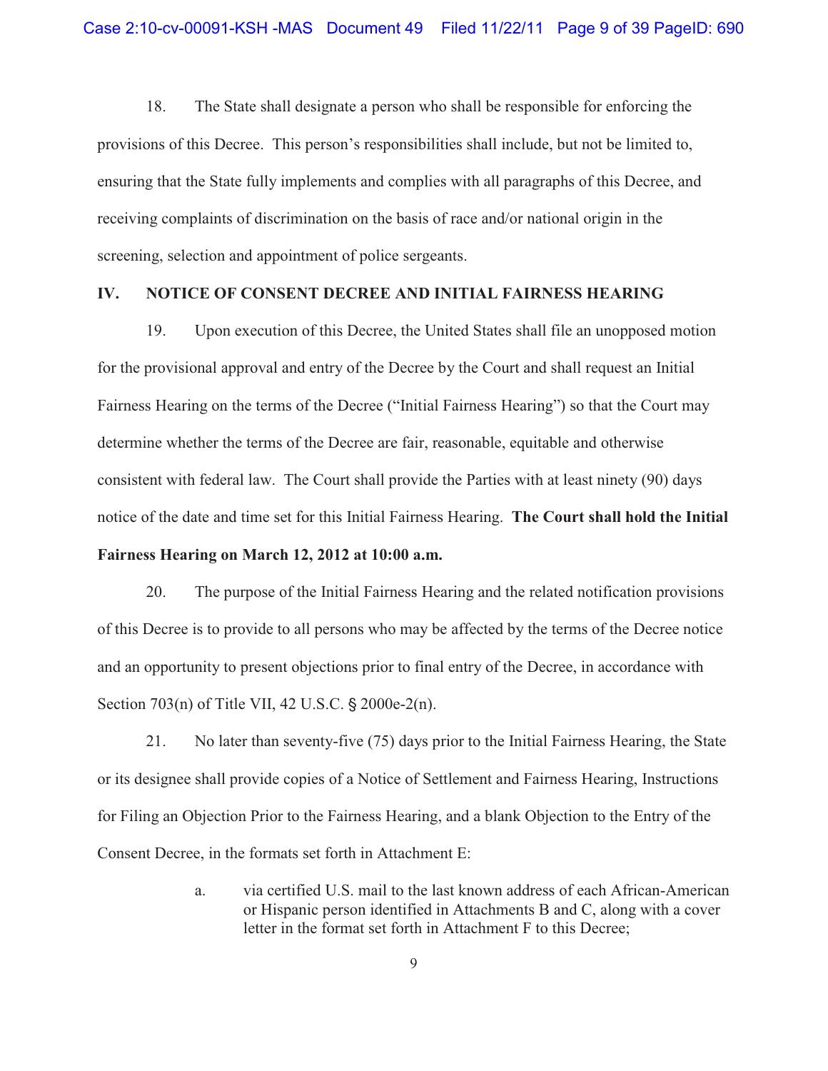18. The State shall designate a person who shall be responsible for enforcing the provisions of this Decree. This person's responsibilities shall include, but not be limited to, ensuring that the State fully implements and complies with all paragraphs of this Decree, and receiving complaints of discrimination on the basis of race and/or national origin in the screening, selection and appointment of police sergeants.

## IV. NOTICE OF CONSENT DECREE AND INITIAL FAIRNESS HEARING

19. Upon execution of this Decree, the United States shall file an unopposed motion for the provisional approval and entry of the Decree by the Court and shall request an Initial Fairness Hearing on the terms of the Decree ("Initial Fairness Hearing") so that the Court may determine whether the terms of the Decree are fair, reasonable, equitable and otherwise consistent with federal law. The Court shall provide the Parties with at least ninety (90) days notice of the date and time set for this Initial Fairness Hearing. **The Court shall hold the Initial Fairness Hearing on March 12, 2012 at 10:00 a.m.**

20. The purpose of the Initial Fairness Hearing and the related notification provisions of this Decree is to provide to all persons who may be affected by the terms of the Decree notice and an opportunity to present objections prior to final entry of the Decree, in accordance with Section 703(n) of Title VII, 42 U.S.C. § 2000e-2(n).

21. No later than seventy-five (75) days prior to the Initial Fairness Hearing, the State or its designee shall provide copies of a Notice of Settlement and Fairness Hearing, Instructions for Filing an Objection Prior to the Fairness Hearing, and a blank Objection to the Entry of the Consent Decree, in the formats set forth in Attachment E:

a. via certified U.S. mail to the last known address of each African-American or Hispanic person identified in Attachments B and C, along with a cover letter in the format set forth in Attachment F to this Decree;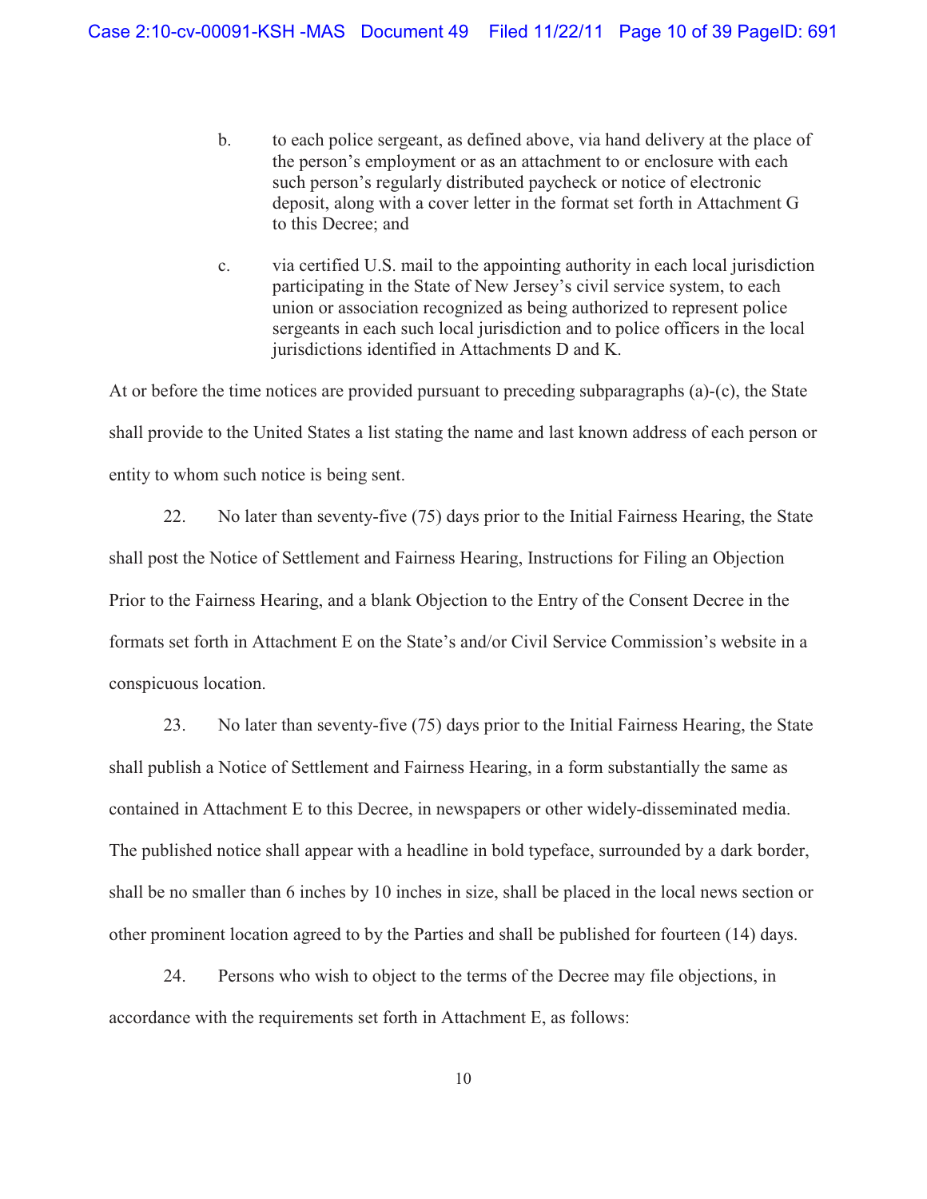b. to each police sergeant, as defined above, via hand delivery at the place of the person's employment or as an attachment to or enclosure with each such person's regularly distributed paycheck or notice of electronic deposit, along with a cover letter in the format set forth in Attachment G to this Decree; and

c. via certified U.S. mail to the appointing authority in each local jurisdiction participating in the State of New Jersey's civil service system, to each union or association recognized as being authorized to represent police sergeants in each such local jurisdiction and to police officers in the local jurisdictions identified in Attachments D and K.

At or before the time notices are provided pursuant to preceding subparagraphs (a)-(c), the State shall provide to the United States a list stating the name and last known address of each person or entity to whom such notice is being sent.

22. No later than seventy-five (75) days prior to the Initial Fairness Hearing, the State shall post the Notice of Settlement and Fairness Hearing, Instructions for Filing an Objection Prior to the Fairness Hearing, and a blank Objection to the Entry of the Consent Decree in the formats set forth in Attachment E on the State's and/or Civil Service Commission's website in a conspicuous location.

23. No later than seventy-five (75) days prior to the Initial Fairness Hearing, the State shall publish a Notice of Settlement and Fairness Hearing, in a form substantially the same as contained in Attachment E to this Decree, in newspapers or other widely-disseminated media. The published notice shall appear with a headline in bold typeface, surrounded by a dark border, shall be no smaller than 6 inches by 10 inches in size, shall be placed in the local news section or other prominent location agreed to by the Parties and shall be published for fourteen (14) days.

24. Persons who wish to object to the terms of the Decree may file objections, in accordance with the requirements set forth in Attachment E, as follows: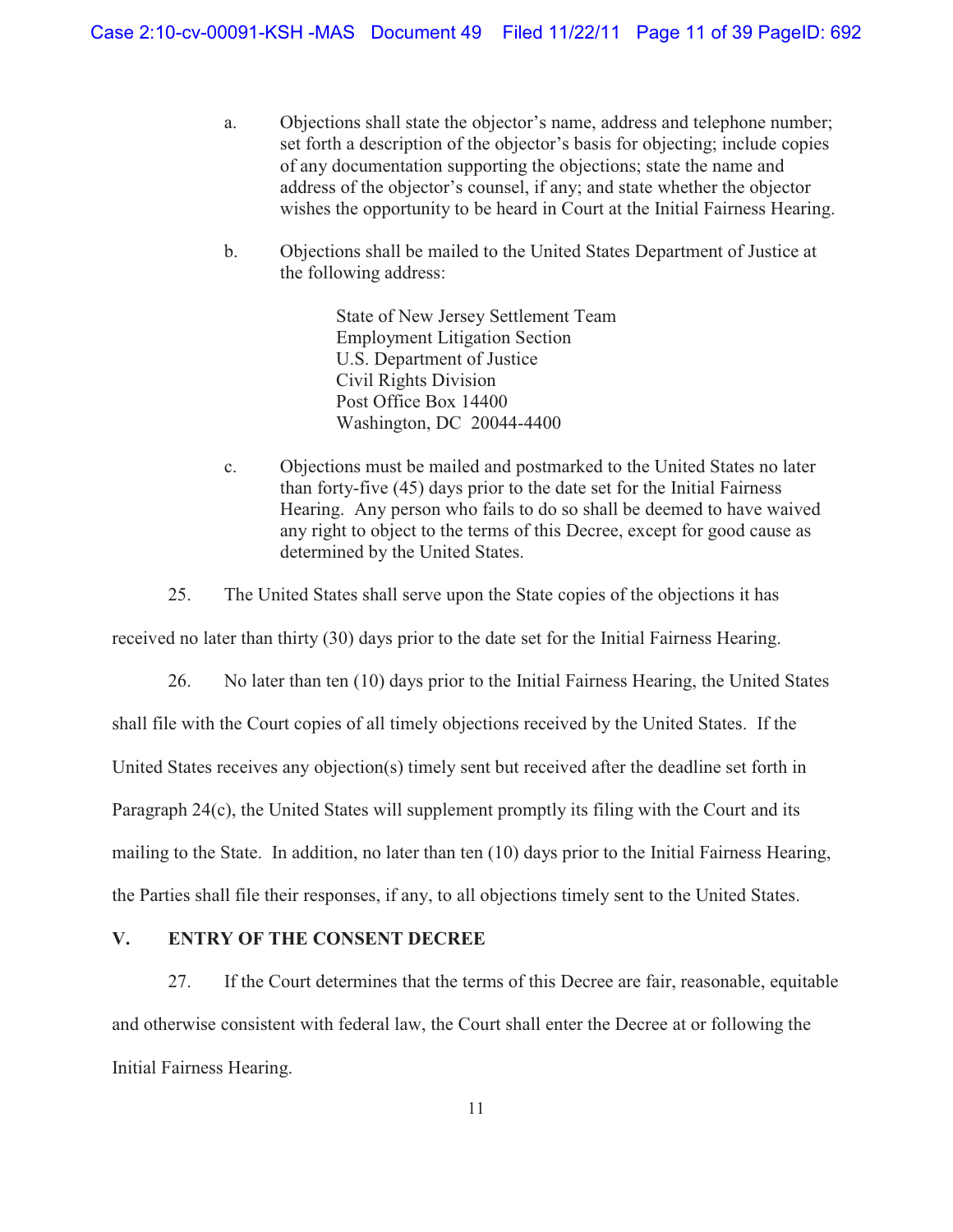a. Objections shall state the objector's name, address and telephone number; set forth a description of the objector's basis for objecting; include copies of any documentation supporting the objections; state the name and address of the objector's counsel, if any; and state whether the objector wishes the opportunity to be heard in Court at the Initial Fairness Hearing.

b. Objections shall be mailed to the United States Department of Justice at the following address:

> State of New Jersey Settlement Team
> Employment Litigation Section
> U.S. Department of Justice
> Civil Rights Division
> Post Office Box 14400
> Washington, DC 20044-4400

c. Objections must be mailed and postmarked to the United States no later than forty-five (45) days prior to the date set for the Initial Fairness Hearing. Any person who fails to do so shall be deemed to have waived any right to object to the terms of this Decree, except for good cause as determined by the United States.

25. The United States shall serve upon the State copies of the objections it has received no later than thirty (30) days prior to the date set for the Initial Fairness Hearing.

26. No later than ten (10) days prior to the Initial Fairness Hearing, the United States shall file with the Court copies of all timely objections received by the United States. If the United States receives any objection(s) timely sent but received after the deadline set forth in Paragraph 24(c), the United States will supplement promptly its filing with the Court and its mailing to the State. In addition, no later than ten (10) days prior to the Initial Fairness Hearing, the Parties shall file their responses, if any, to all objections timely sent to the United States.

## V. ENTRY OF THE CONSENT DECREE

27. If the Court determines that the terms of this Decree are fair, reasonable, equitable and otherwise consistent with federal law, the Court shall enter the Decree at or following the Initial Fairness Hearing.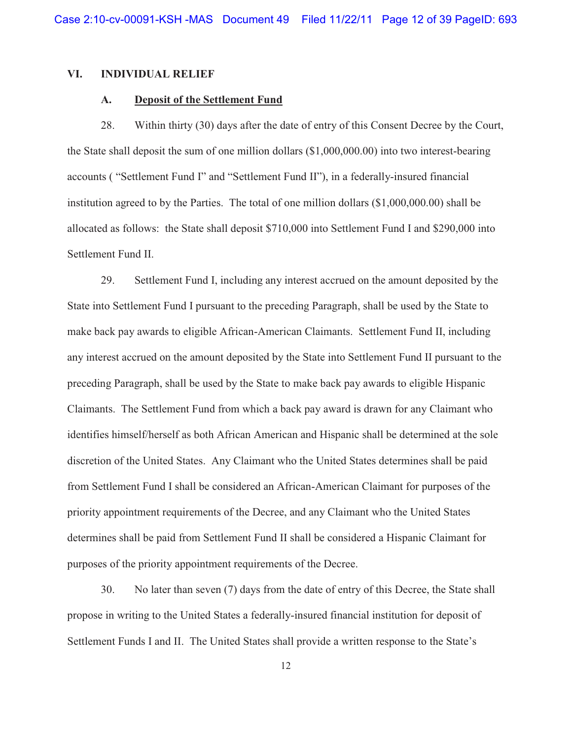## VI. INDIVIDUAL RELIEF

### A. Deposit of the Settlement Fund

28. Within thirty (30) days after the date of entry of this Consent Decree by the Court, the State shall deposit the sum of one million dollars ($1,000,000.00) into two interest-bearing accounts ( "Settlement Fund I" and "Settlement Fund II"), in a federally-insured financial institution agreed to by the Parties. The total of one million dollars ($1,000,000.00) shall be allocated as follows: the State shall deposit $710,000 into Settlement Fund I and $290,000 into Settlement Fund II.

29. Settlement Fund I, including any interest accrued on the amount deposited by the State into Settlement Fund I pursuant to the preceding Paragraph, shall be used by the State to make back pay awards to eligible African-American Claimants. Settlement Fund II, including any interest accrued on the amount deposited by the State into Settlement Fund II pursuant to the preceding Paragraph, shall be used by the State to make back pay awards to eligible Hispanic Claimants. The Settlement Fund from which a back pay award is drawn for any Claimant who identifies himself/herself as both African American and Hispanic shall be determined at the sole discretion of the United States. Any Claimant who the United States determines shall be paid from Settlement Fund I shall be considered an African-American Claimant for purposes of the priority appointment requirements of the Decree, and any Claimant who the United States determines shall be paid from Settlement Fund II shall be considered a Hispanic Claimant for purposes of the priority appointment requirements of the Decree.

30. No later than seven (7) days from the date of entry of this Decree, the State shall propose in writing to the United States a federally-insured financial institution for deposit of Settlement Funds I and II. The United States shall provide a written response to the State's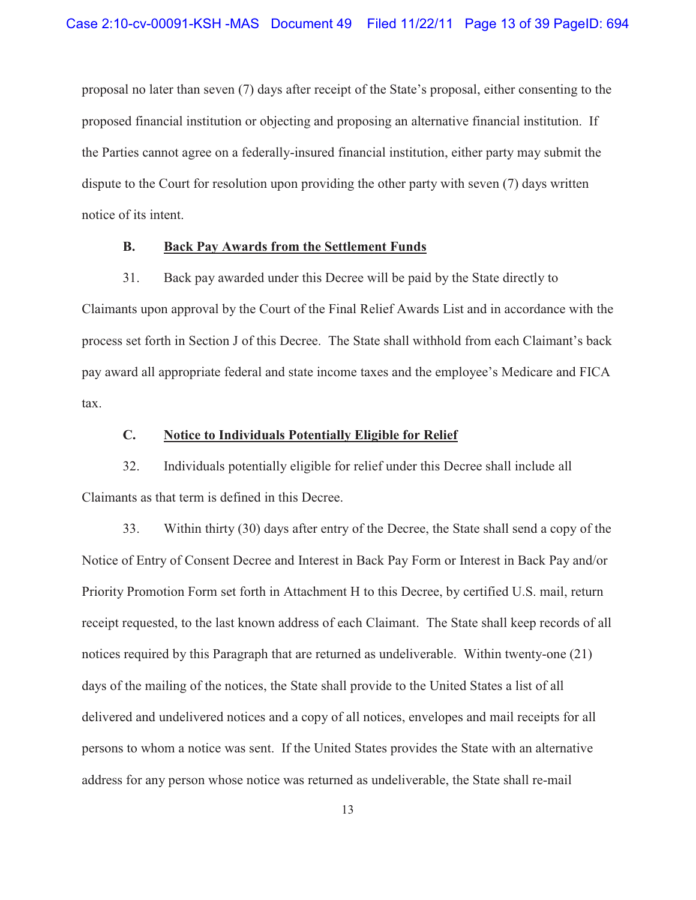proposal no later than seven (7) days after receipt of the State's proposal, either consenting to the proposed financial institution or objecting and proposing an alternative financial institution. If the Parties cannot agree on a federally-insured financial institution, either party may submit the dispute to the Court for resolution upon providing the other party with seven (7) days written notice of its intent.

**B. Back Pay Awards from the Settlement Funds**

31. Back pay awarded under this Decree will be paid by the State directly to Claimants upon approval by the Court of the Final Relief Awards List and in accordance with the process set forth in Section J of this Decree. The State shall withhold from each Claimant's back pay award all appropriate federal and state income taxes and the employee's Medicare and FICA tax.

**C. Notice to Individuals Potentially Eligible for Relief**

32. Individuals potentially eligible for relief under this Decree shall include all Claimants as that term is defined in this Decree.

33. Within thirty (30) days after entry of the Decree, the State shall send a copy of the Notice of Entry of Consent Decree and Interest in Back Pay Form or Interest in Back Pay and/or Priority Promotion Form set forth in Attachment H to this Decree, by certified U.S. mail, return receipt requested, to the last known address of each Claimant. The State shall keep records of all notices required by this Paragraph that are returned as undeliverable. Within twenty-one (21) days of the mailing of the notices, the State shall provide to the United States a list of all delivered and undelivered notices and a copy of all notices, envelopes and mail receipts for all persons to whom a notice was sent. If the United States provides the State with an alternative address for any person whose notice was returned as undeliverable, the State shall re-mail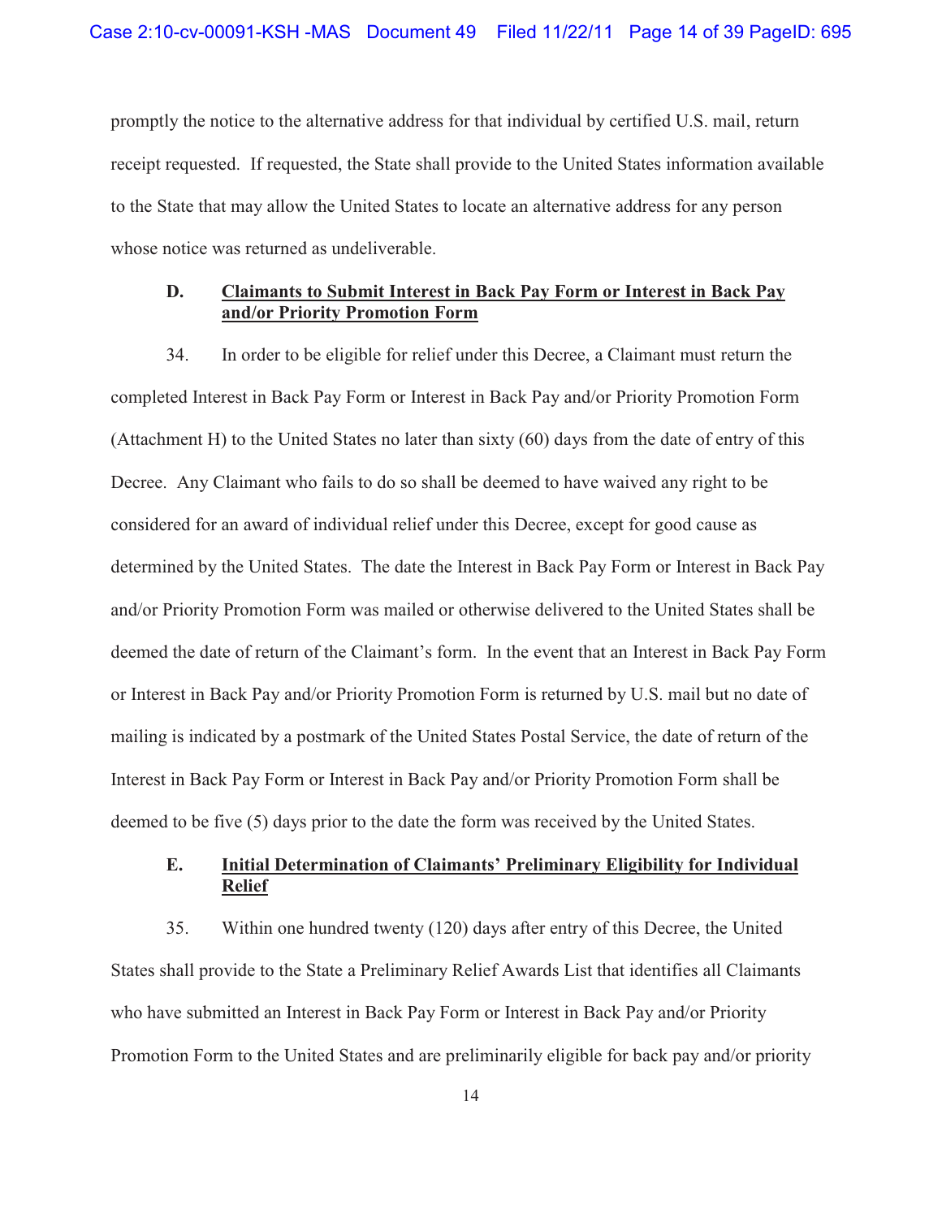promptly the notice to the alternative address for that individual by certified U.S. mail, return receipt requested. If requested, the State shall provide to the United States information available to the State that may allow the United States to locate an alternative address for any person whose notice was returned as undeliverable.

### D. Claimants to Submit Interest in Back Pay Form or Interest in Back Pay and/or Priority Promotion Form

34. In order to be eligible for relief under this Decree, a Claimant must return the completed Interest in Back Pay Form or Interest in Back Pay and/or Priority Promotion Form (Attachment H) to the United States no later than sixty (60) days from the date of entry of this Decree. Any Claimant who fails to do so shall be deemed to have waived any right to be considered for an award of individual relief under this Decree, except for good cause as determined by the United States. The date the Interest in Back Pay Form or Interest in Back Pay and/or Priority Promotion Form was mailed or otherwise delivered to the United States shall be deemed the date of return of the Claimant's form. In the event that an Interest in Back Pay Form or Interest in Back Pay and/or Priority Promotion Form is returned by U.S. mail but no date of mailing is indicated by a postmark of the United States Postal Service, the date of return of the Interest in Back Pay Form or Interest in Back Pay and/or Priority Promotion Form shall be deemed to be five (5) days prior to the date the form was received by the United States.

### E. Initial Determination of Claimants' Preliminary Eligibility for Individual Relief

35. Within one hundred twenty (120) days after entry of this Decree, the United States shall provide to the State a Preliminary Relief Awards List that identifies all Claimants who have submitted an Interest in Back Pay Form or Interest in Back Pay and/or Priority Promotion Form to the United States and are preliminarily eligible for back pay and/or priority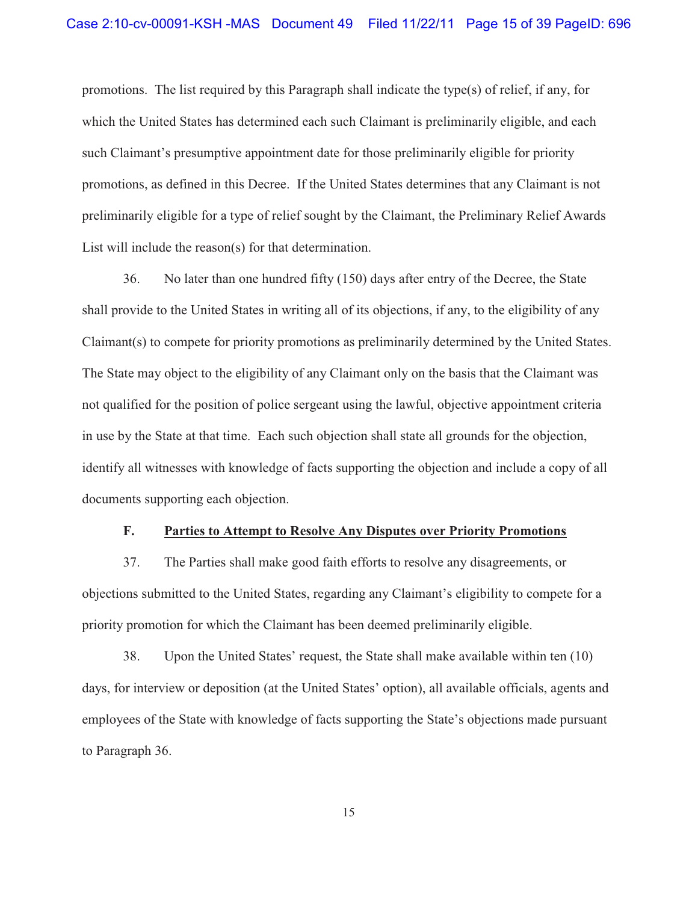promotions. The list required by this Paragraph shall indicate the type(s) of relief, if any, for which the United States has determined each such Claimant is preliminarily eligible, and each such Claimant's presumptive appointment date for those preliminarily eligible for priority promotions, as defined in this Decree. If the United States determines that any Claimant is not preliminarily eligible for a type of relief sought by the Claimant, the Preliminary Relief Awards List will include the reason(s) for that determination.

36. No later than one hundred fifty (150) days after entry of the Decree, the State shall provide to the United States in writing all of its objections, if any, to the eligibility of any Claimant(s) to compete for priority promotions as preliminarily determined by the United States. The State may object to the eligibility of any Claimant only on the basis that the Claimant was not qualified for the position of police sergeant using the lawful, objective appointment criteria in use by the State at that time. Each such objection shall state all grounds for the objection, identify all witnesses with knowledge of facts supporting the objection and include a copy of all documents supporting each objection.

### F. Parties to Attempt to Resolve Any Disputes over Priority Promotions

37. The Parties shall make good faith efforts to resolve any disagreements, or objections submitted to the United States, regarding any Claimant's eligibility to compete for a priority promotion for which the Claimant has been deemed preliminarily eligible.

38. Upon the United States' request, the State shall make available within ten (10) days, for interview or deposition (at the United States' option), all available officials, agents and employees of the State with knowledge of facts supporting the State's objections made pursuant to Paragraph 36.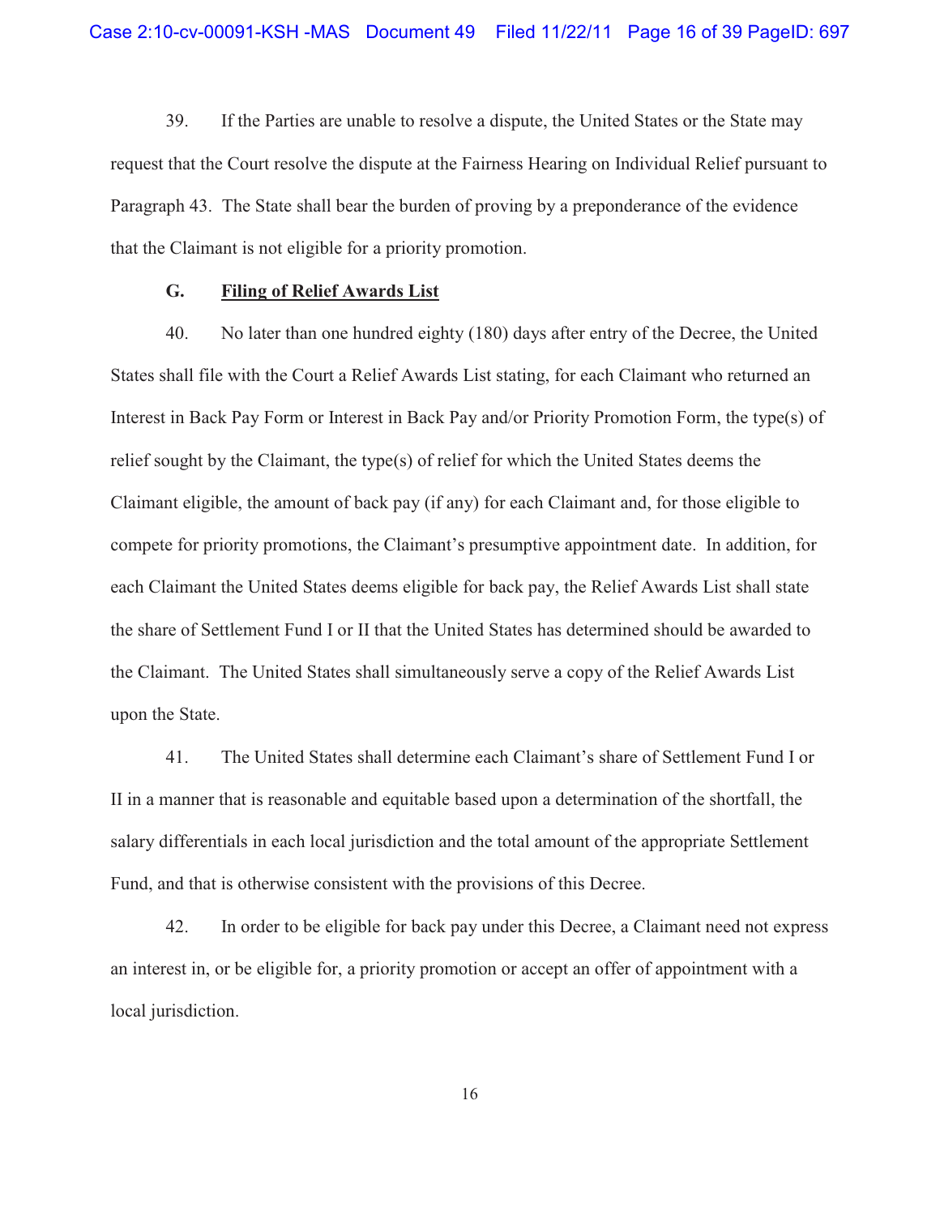39. If the Parties are unable to resolve a dispute, the United States or the State may request that the Court resolve the dispute at the Fairness Hearing on Individual Relief pursuant to Paragraph 43. The State shall bear the burden of proving by a preponderance of the evidence that the Claimant is not eligible for a priority promotion.

### G. Filing of Relief Awards List

40. No later than one hundred eighty (180) days after entry of the Decree, the United States shall file with the Court a Relief Awards List stating, for each Claimant who returned an Interest in Back Pay Form or Interest in Back Pay and/or Priority Promotion Form, the type(s) of relief sought by the Claimant, the type(s) of relief for which the United States deems the Claimant eligible, the amount of back pay (if any) for each Claimant and, for those eligible to compete for priority promotions, the Claimant's presumptive appointment date. In addition, for each Claimant the United States deems eligible for back pay, the Relief Awards List shall state the share of Settlement Fund I or II that the United States has determined should be awarded to the Claimant. The United States shall simultaneously serve a copy of the Relief Awards List upon the State.

41. The United States shall determine each Claimant's share of Settlement Fund I or II in a manner that is reasonable and equitable based upon a determination of the shortfall, the salary differentials in each local jurisdiction and the total amount of the appropriate Settlement Fund, and that is otherwise consistent with the provisions of this Decree.

42. In order to be eligible for back pay under this Decree, a Claimant need not express an interest in, or be eligible for, a priority promotion or accept an offer of appointment with a local jurisdiction.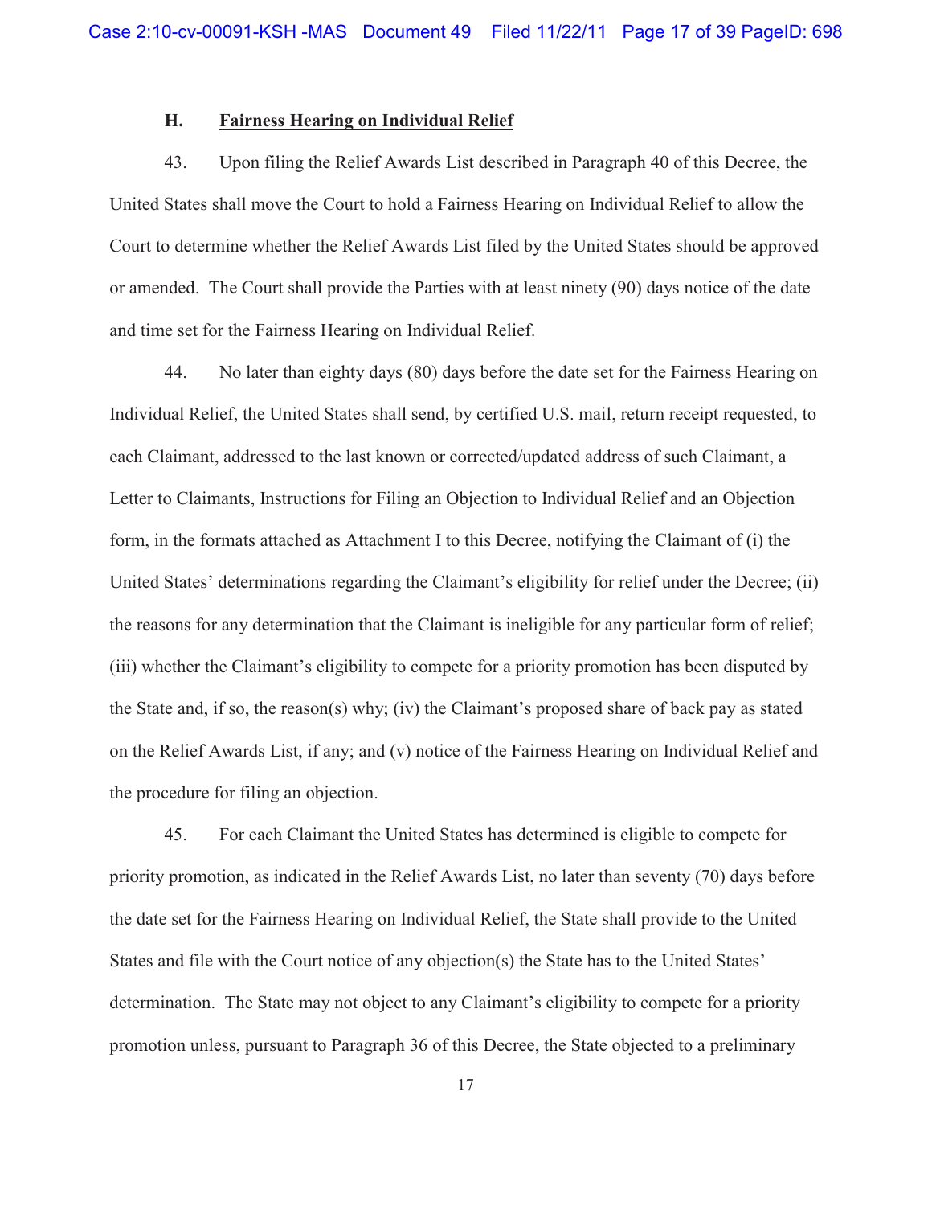### H. Fairness Hearing on Individual Relief

43. Upon filing the Relief Awards List described in Paragraph 40 of this Decree, the United States shall move the Court to hold a Fairness Hearing on Individual Relief to allow the Court to determine whether the Relief Awards List filed by the United States should be approved or amended. The Court shall provide the Parties with at least ninety (90) days notice of the date and time set for the Fairness Hearing on Individual Relief.

44. No later than eighty days (80) days before the date set for the Fairness Hearing on Individual Relief, the United States shall send, by certified U.S. mail, return receipt requested, to each Claimant, addressed to the last known or corrected/updated address of such Claimant, a Letter to Claimants, Instructions for Filing an Objection to Individual Relief and an Objection form, in the formats attached as Attachment I to this Decree, notifying the Claimant of (i) the United States' determinations regarding the Claimant's eligibility for relief under the Decree; (ii) the reasons for any determination that the Claimant is ineligible for any particular form of relief; (iii) whether the Claimant's eligibility to compete for a priority promotion has been disputed by the State and, if so, the reason(s) why; (iv) the Claimant's proposed share of back pay as stated on the Relief Awards List, if any; and (v) notice of the Fairness Hearing on Individual Relief and the procedure for filing an objection.

45. For each Claimant the United States has determined is eligible to compete for priority promotion, as indicated in the Relief Awards List, no later than seventy (70) days before the date set for the Fairness Hearing on Individual Relief, the State shall provide to the United States and file with the Court notice of any objection(s) the State has to the United States' determination. The State may not object to any Claimant's eligibility to compete for a priority promotion unless, pursuant to Paragraph 36 of this Decree, the State objected to a preliminary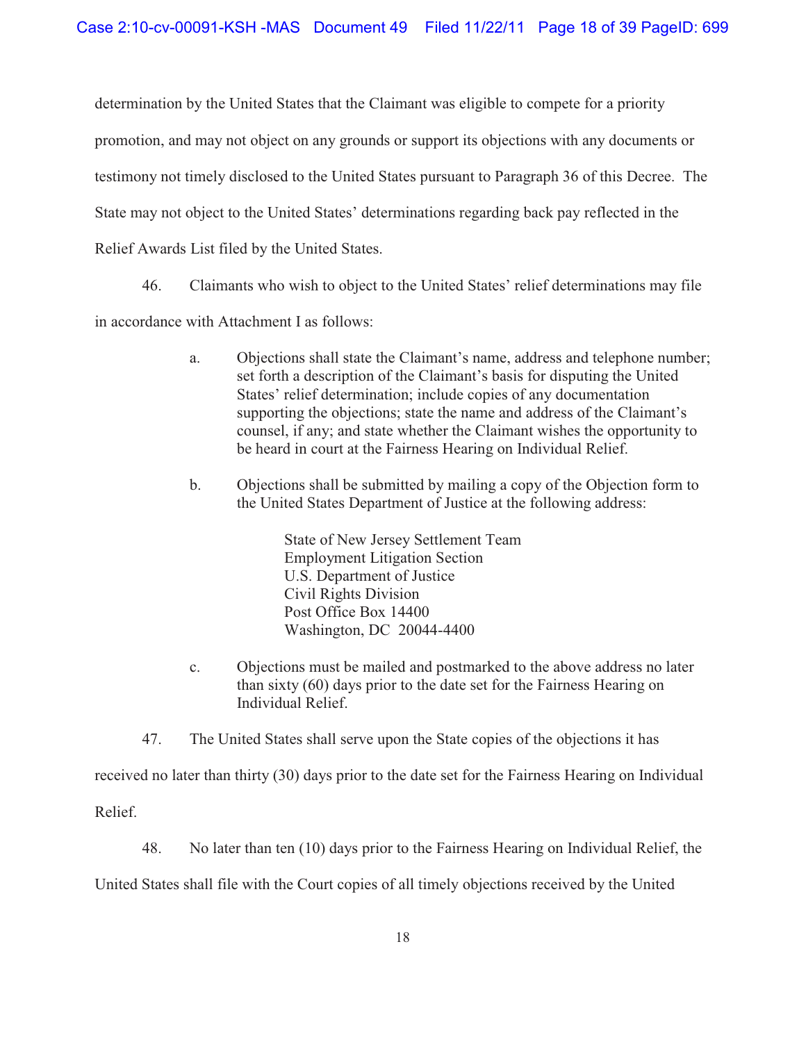determination by the United States that the Claimant was eligible to compete for a priority promotion, and may not object on any grounds or support its objections with any documents or testimony not timely disclosed to the United States pursuant to Paragraph 36 of this Decree. The State may not object to the United States' determinations regarding back pay reflected in the Relief Awards List filed by the United States.

46. Claimants who wish to object to the United States' relief determinations may file in accordance with Attachment I as follows:

a. Objections shall state the Claimant's name, address and telephone number; set forth a description of the Claimant's basis for disputing the United States' relief determination; include copies of any documentation supporting the objections; state the name and address of the Claimant's counsel, if any; and state whether the Claimant wishes the opportunity to be heard in court at the Fairness Hearing on Individual Relief.

b. Objections shall be submitted by mailing a copy of the Objection form to the United States Department of Justice at the following address:

State of New Jersey Settlement Team
Employment Litigation Section
U.S. Department of Justice
Civil Rights Division
Post Office Box 14400
Washington, DC 20044-4400

c. Objections must be mailed and postmarked to the above address no later than sixty (60) days prior to the date set for the Fairness Hearing on Individual Relief.

47. The United States shall serve upon the State copies of the objections it has received no later than thirty (30) days prior to the date set for the Fairness Hearing on Individual Relief.

48. No later than ten (10) days prior to the Fairness Hearing on Individual Relief, the United States shall file with the Court copies of all timely objections received by the United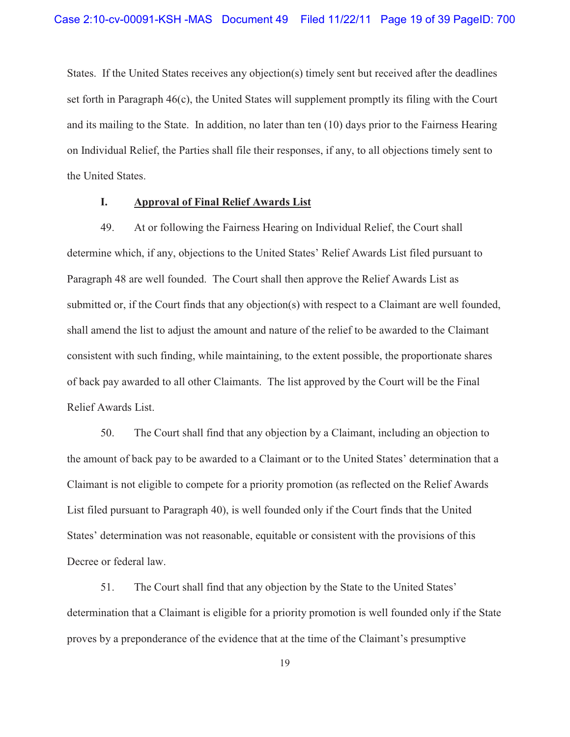States. If the United States receives any objection(s) timely sent but received after the deadlines set forth in Paragraph 46(c), the United States will supplement promptly its filing with the Court and its mailing to the State. In addition, no later than ten (10) days prior to the Fairness Hearing on Individual Relief, the Parties shall file their responses, if any, to all objections timely sent to the United States.

### I. Approval of Final Relief Awards List

49. At or following the Fairness Hearing on Individual Relief, the Court shall determine which, if any, objections to the United States' Relief Awards List filed pursuant to Paragraph 48 are well founded. The Court shall then approve the Relief Awards List as submitted or, if the Court finds that any objection(s) with respect to a Claimant are well founded, shall amend the list to adjust the amount and nature of the relief to be awarded to the Claimant consistent with such finding, while maintaining, to the extent possible, the proportionate shares of back pay awarded to all other Claimants. The list approved by the Court will be the Final Relief Awards List.

50. The Court shall find that any objection by a Claimant, including an objection to the amount of back pay to be awarded to a Claimant or to the United States' determination that a Claimant is not eligible to compete for a priority promotion (as reflected on the Relief Awards List filed pursuant to Paragraph 40), is well founded only if the Court finds that the United States' determination was not reasonable, equitable or consistent with the provisions of this Decree or federal law.

51. The Court shall find that any objection by the State to the United States' determination that a Claimant is eligible for a priority promotion is well founded only if the State proves by a preponderance of the evidence that at the time of the Claimant's presumptive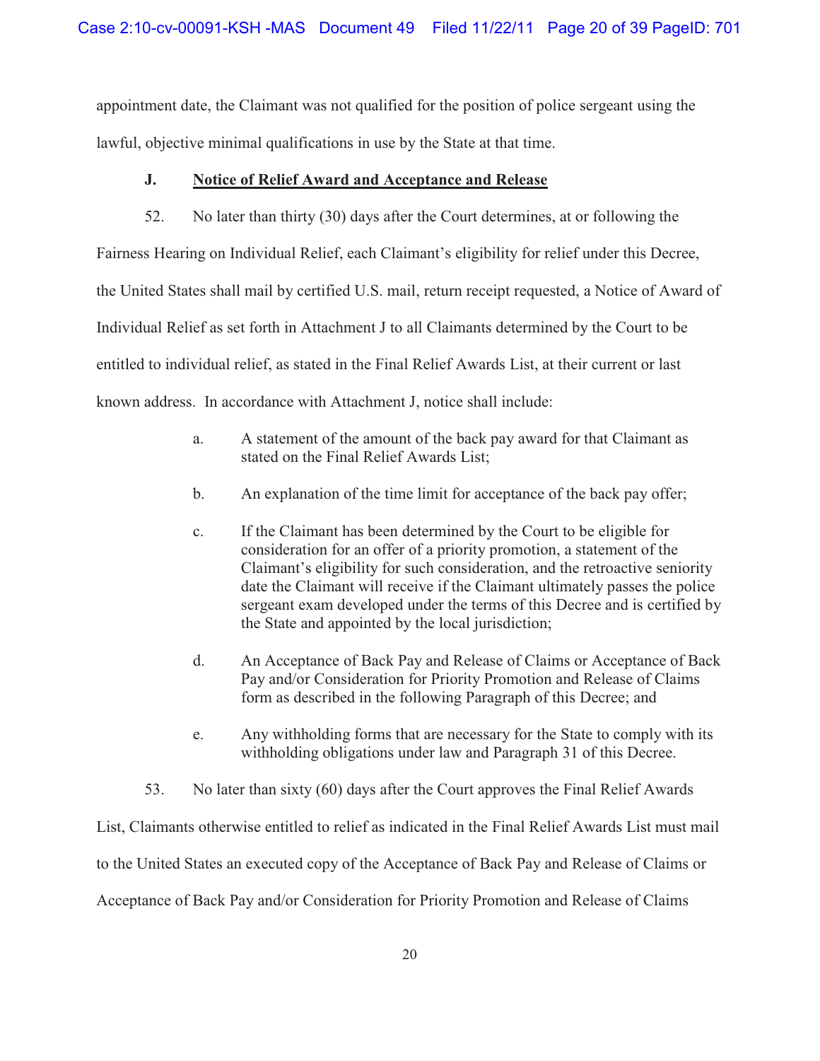appointment date, the Claimant was not qualified for the position of police sergeant using the lawful, objective minimal qualifications in use by the State at that time.

### J. Notice of Relief Award and Acceptance and Release

52. No later than thirty (30) days after the Court determines, at or following the Fairness Hearing on Individual Relief, each Claimant's eligibility for relief under this Decree, the United States shall mail by certified U.S. mail, return receipt requested, a Notice of Award of Individual Relief as set forth in Attachment J to all Claimants determined by the Court to be entitled to individual relief, as stated in the Final Relief Awards List, at their current or last known address. In accordance with Attachment J, notice shall include:

   a. A statement of the amount of the back pay award for that Claimant as stated on the Final Relief Awards List;

   b. An explanation of the time limit for acceptance of the back pay offer;

   c. If the Claimant has been determined by the Court to be eligible for consideration for an offer of a priority promotion, a statement of the Claimant's eligibility for such consideration, and the retroactive seniority date the Claimant will receive if the Claimant ultimately passes the police sergeant exam developed under the terms of this Decree and is certified by the State and appointed by the local jurisdiction;

   d. An Acceptance of Back Pay and Release of Claims or Acceptance of Back Pay and/or Consideration for Priority Promotion and Release of Claims form as described in the following Paragraph of this Decree; and

   e. Any withholding forms that are necessary for the State to comply with its withholding obligations under law and Paragraph 31 of this Decree.

53. No later than sixty (60) days after the Court approves the Final Relief Awards List, Claimants otherwise entitled to relief as indicated in the Final Relief Awards List must mail to the United States an executed copy of the Acceptance of Back Pay and Release of Claims or Acceptance of Back Pay and/or Consideration for Priority Promotion and Release of Claims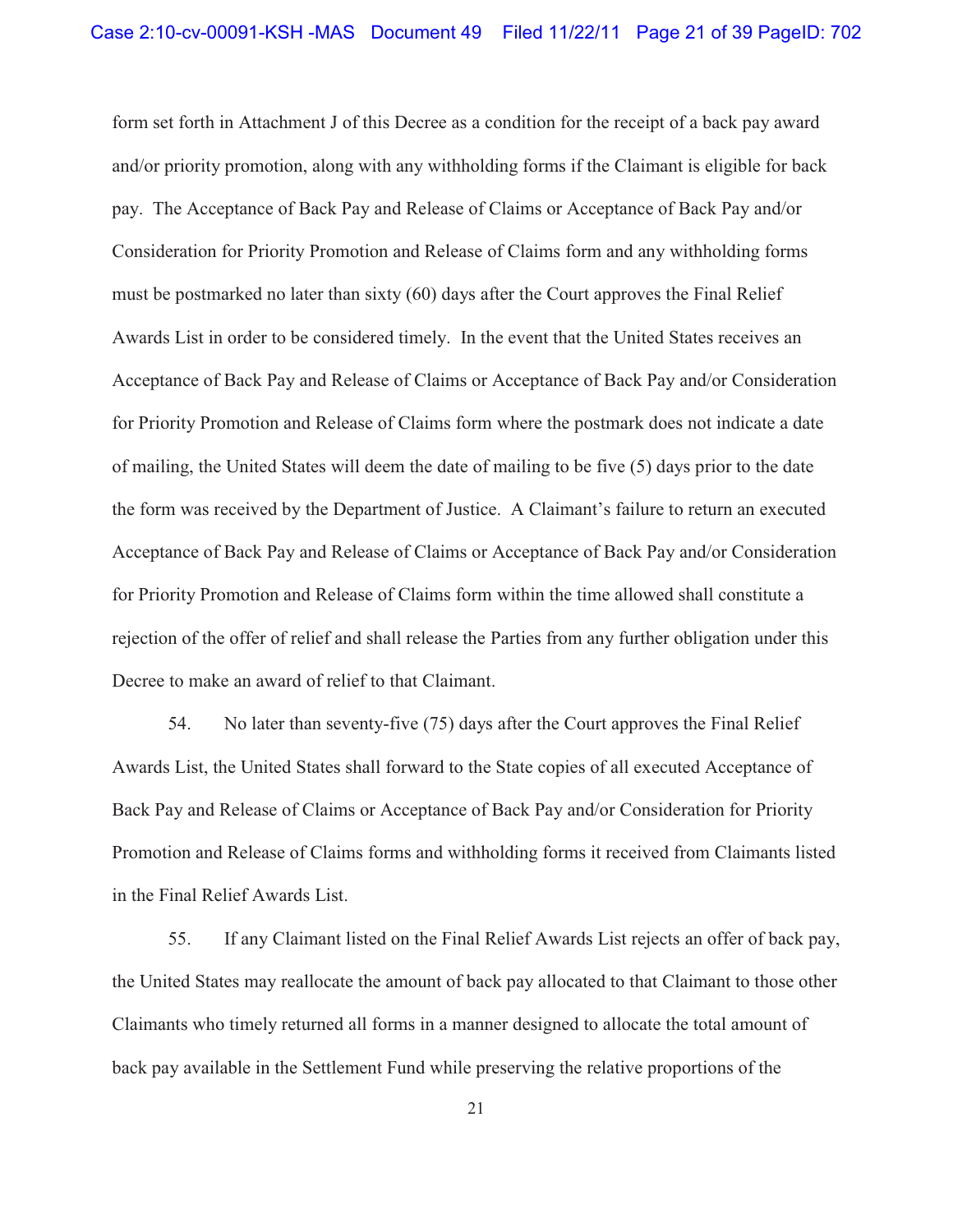form set forth in Attachment J of this Decree as a condition for the receipt of a back pay award and/or priority promotion, along with any withholding forms if the Claimant is eligible for back pay. The Acceptance of Back Pay and Release of Claims or Acceptance of Back Pay and/or Consideration for Priority Promotion and Release of Claims form and any withholding forms must be postmarked no later than sixty (60) days after the Court approves the Final Relief Awards List in order to be considered timely. In the event that the United States receives an Acceptance of Back Pay and Release of Claims or Acceptance of Back Pay and/or Consideration for Priority Promotion and Release of Claims form where the postmark does not indicate a date of mailing, the United States will deem the date of mailing to be five (5) days prior to the date the form was received by the Department of Justice. A Claimant's failure to return an executed Acceptance of Back Pay and Release of Claims or Acceptance of Back Pay and/or Consideration for Priority Promotion and Release of Claims form within the time allowed shall constitute a rejection of the offer of relief and shall release the Parties from any further obligation under this Decree to make an award of relief to that Claimant.

54. No later than seventy-five (75) days after the Court approves the Final Relief Awards List, the United States shall forward to the State copies of all executed Acceptance of Back Pay and Release of Claims or Acceptance of Back Pay and/or Consideration for Priority Promotion and Release of Claims forms and withholding forms it received from Claimants listed in the Final Relief Awards List.

55. If any Claimant listed on the Final Relief Awards List rejects an offer of back pay, the United States may reallocate the amount of back pay allocated to that Claimant to those other Claimants who timely returned all forms in a manner designed to allocate the total amount of back pay available in the Settlement Fund while preserving the relative proportions of the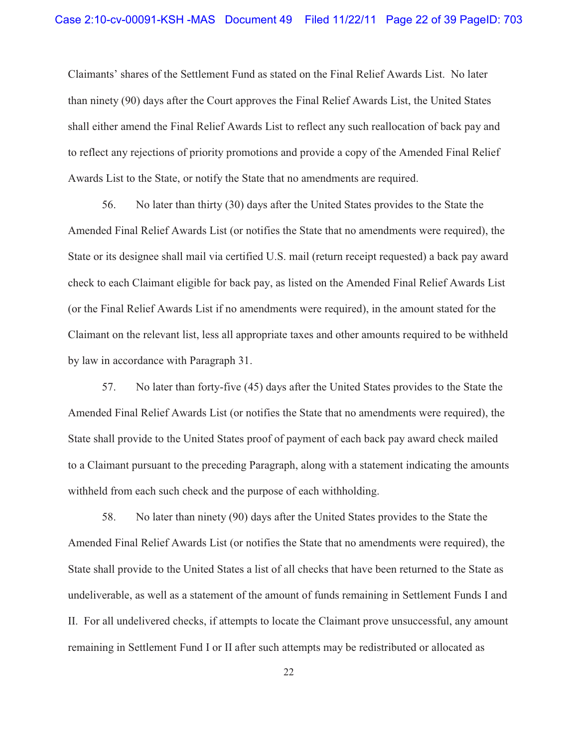Claimants' shares of the Settlement Fund as stated on the Final Relief Awards List. No later than ninety (90) days after the Court approves the Final Relief Awards List, the United States shall either amend the Final Relief Awards List to reflect any such reallocation of back pay and to reflect any rejections of priority promotions and provide a copy of the Amended Final Relief Awards List to the State, or notify the State that no amendments are required.

56. No later than thirty (30) days after the United States provides to the State the Amended Final Relief Awards List (or notifies the State that no amendments were required), the State or its designee shall mail via certified U.S. mail (return receipt requested) a back pay award check to each Claimant eligible for back pay, as listed on the Amended Final Relief Awards List (or the Final Relief Awards List if no amendments were required), in the amount stated for the Claimant on the relevant list, less all appropriate taxes and other amounts required to be withheld by law in accordance with Paragraph 31.

57. No later than forty-five (45) days after the United States provides to the State the Amended Final Relief Awards List (or notifies the State that no amendments were required), the State shall provide to the United States proof of payment of each back pay award check mailed to a Claimant pursuant to the preceding Paragraph, along with a statement indicating the amounts withheld from each such check and the purpose of each withholding.

58. No later than ninety (90) days after the United States provides to the State the Amended Final Relief Awards List (or notifies the State that no amendments were required), the State shall provide to the United States a list of all checks that have been returned to the State as undeliverable, as well as a statement of the amount of funds remaining in Settlement Funds I and II. For all undelivered checks, if attempts to locate the Claimant prove unsuccessful, any amount remaining in Settlement Fund I or II after such attempts may be redistributed or allocated as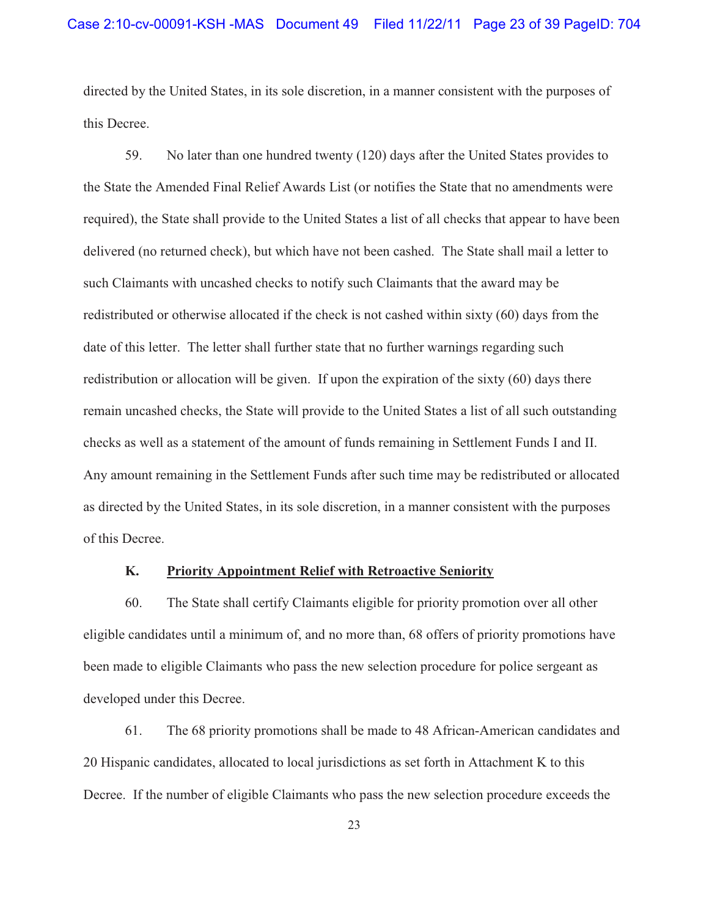directed by the United States, in its sole discretion, in a manner consistent with the purposes of this Decree.

59. No later than one hundred twenty (120) days after the United States provides to the State the Amended Final Relief Awards List (or notifies the State that no amendments were required), the State shall provide to the United States a list of all checks that appear to have been delivered (no returned check), but which have not been cashed. The State shall mail a letter to such Claimants with uncashed checks to notify such Claimants that the award may be redistributed or otherwise allocated if the check is not cashed within sixty (60) days from the date of this letter. The letter shall further state that no further warnings regarding such redistribution or allocation will be given. If upon the expiration of the sixty (60) days there remain uncashed checks, the State will provide to the United States a list of all such outstanding checks as well as a statement of the amount of funds remaining in Settlement Funds I and II. Any amount remaining in the Settlement Funds after such time may be redistributed or allocated as directed by the United States, in its sole discretion, in a manner consistent with the purposes of this Decree.

### K. Priority Appointment Relief with Retroactive Seniority

60. The State shall certify Claimants eligible for priority promotion over all other eligible candidates until a minimum of, and no more than, 68 offers of priority promotions have been made to eligible Claimants who pass the new selection procedure for police sergeant as developed under this Decree.

61. The 68 priority promotions shall be made to 48 African-American candidates and 20 Hispanic candidates, allocated to local jurisdictions as set forth in Attachment K to this Decree. If the number of eligible Claimants who pass the new selection procedure exceeds the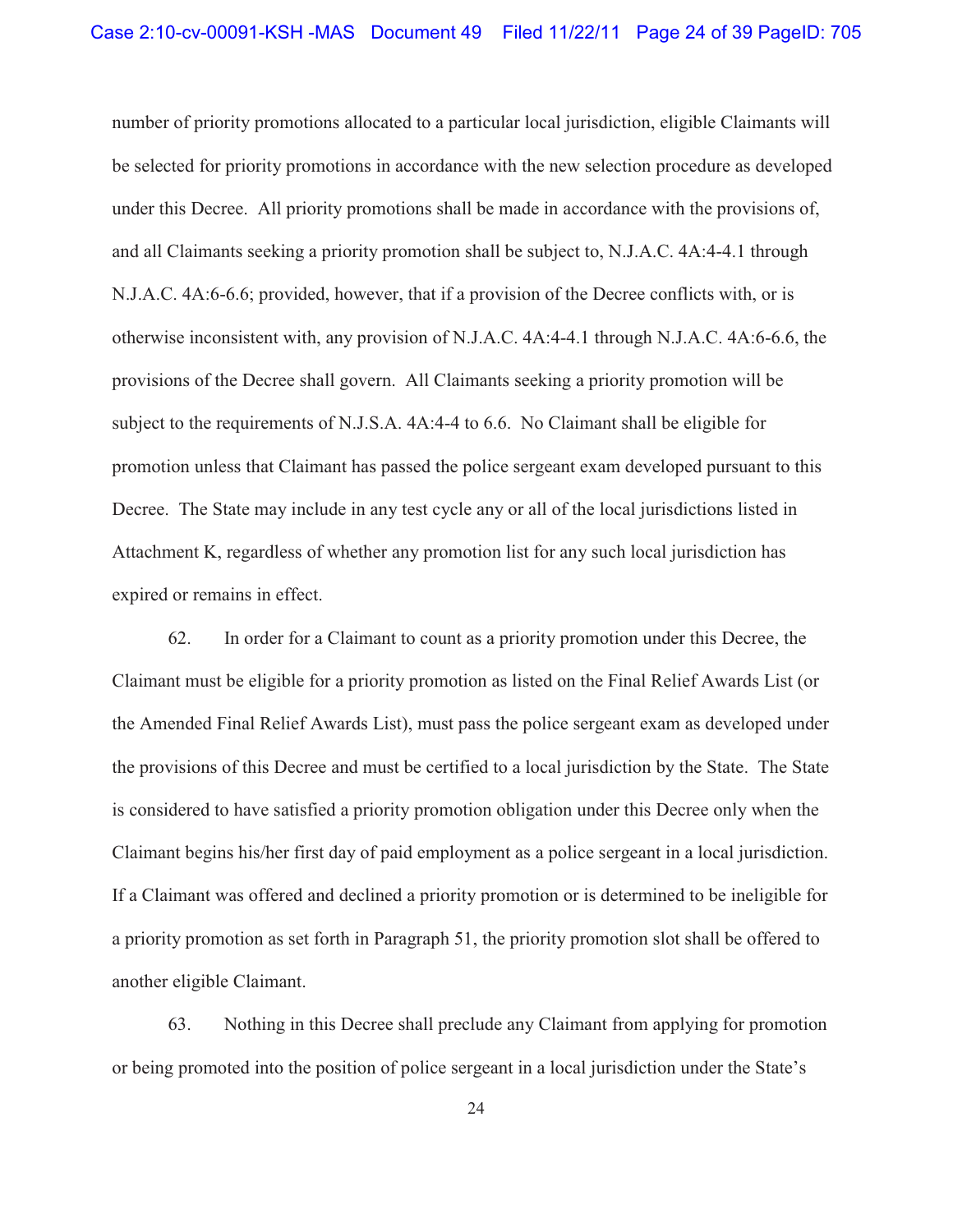number of priority promotions allocated to a particular local jurisdiction, eligible Claimants will be selected for priority promotions in accordance with the new selection procedure as developed under this Decree. All priority promotions shall be made in accordance with the provisions of, and all Claimants seeking a priority promotion shall be subject to, N.J.A.C. 4A:4-4.1 through N.J.A.C. 4A:6-6.6; provided, however, that if a provision of the Decree conflicts with, or is otherwise inconsistent with, any provision of N.J.A.C. 4A:4-4.1 through N.J.A.C. 4A:6-6.6, the provisions of the Decree shall govern. All Claimants seeking a priority promotion will be subject to the requirements of N.J.S.A. 4A:4-4 to 6.6. No Claimant shall be eligible for promotion unless that Claimant has passed the police sergeant exam developed pursuant to this Decree. The State may include in any test cycle any or all of the local jurisdictions listed in Attachment K, regardless of whether any promotion list for any such local jurisdiction has expired or remains in effect.

62. In order for a Claimant to count as a priority promotion under this Decree, the Claimant must be eligible for a priority promotion as listed on the Final Relief Awards List (or the Amended Final Relief Awards List), must pass the police sergeant exam as developed under the provisions of this Decree and must be certified to a local jurisdiction by the State. The State is considered to have satisfied a priority promotion obligation under this Decree only when the Claimant begins his/her first day of paid employment as a police sergeant in a local jurisdiction. If a Claimant was offered and declined a priority promotion or is determined to be ineligible for a priority promotion as set forth in Paragraph 51, the priority promotion slot shall be offered to another eligible Claimant.

63. Nothing in this Decree shall preclude any Claimant from applying for promotion or being promoted into the position of police sergeant in a local jurisdiction under the State's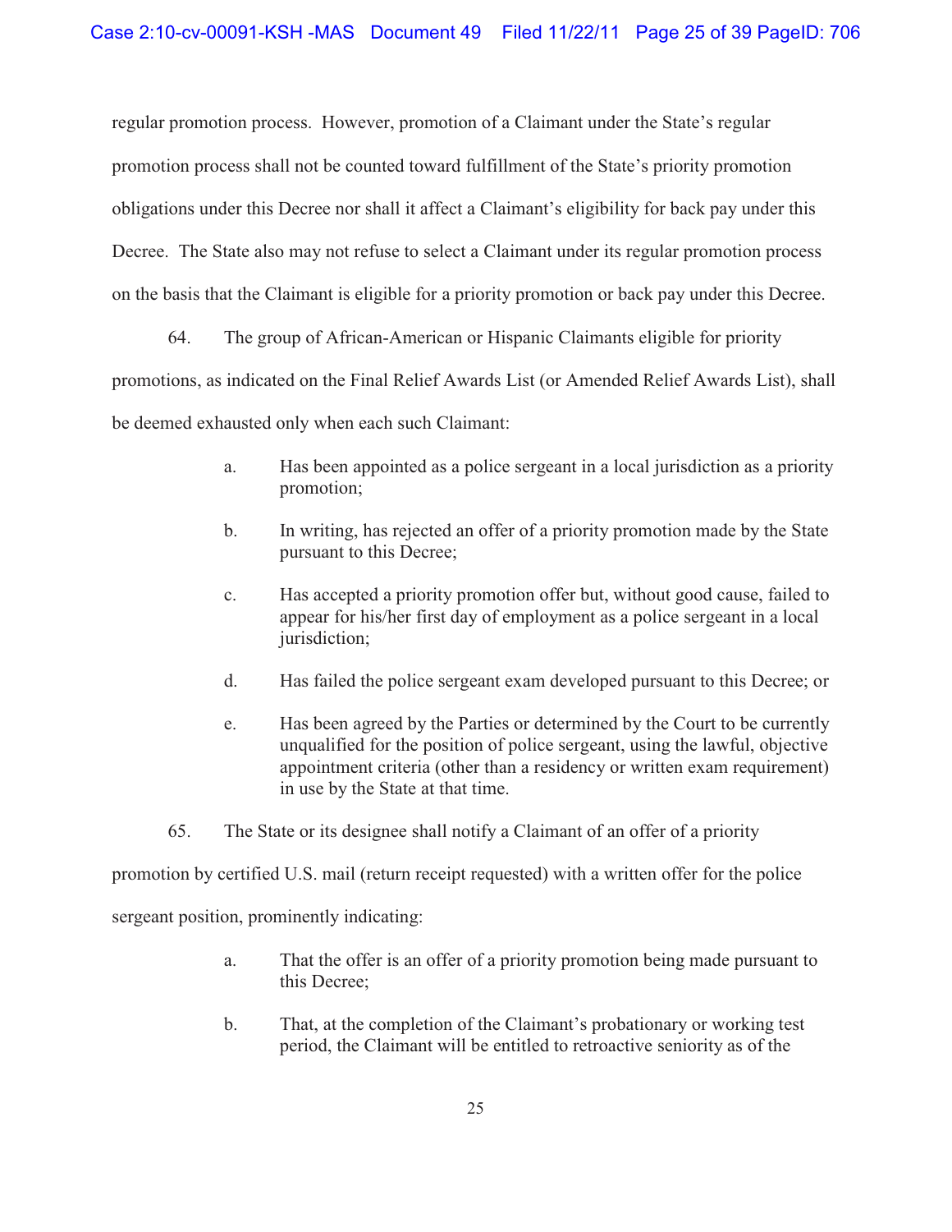regular promotion process. However, promotion of a Claimant under the State's regular promotion process shall not be counted toward fulfillment of the State's priority promotion obligations under this Decree nor shall it affect a Claimant's eligibility for back pay under this Decree. The State also may not refuse to select a Claimant under its regular promotion process on the basis that the Claimant is eligible for a priority promotion or back pay under this Decree.

64. The group of African-American or Hispanic Claimants eligible for priority promotions, as indicated on the Final Relief Awards List (or Amended Relief Awards List), shall be deemed exhausted only when each such Claimant:

> a. Has been appointed as a police sergeant in a local jurisdiction as a priority promotion;
>
> b. In writing, has rejected an offer of a priority promotion made by the State pursuant to this Decree;
>
> c. Has accepted a priority promotion offer but, without good cause, failed to appear for his/her first day of employment as a police sergeant in a local jurisdiction;
>
> d. Has failed the police sergeant exam developed pursuant to this Decree; or
>
> e. Has been agreed by the Parties or determined by the Court to be currently unqualified for the position of police sergeant, using the lawful, objective appointment criteria (other than a residency or written exam requirement) in use by the State at that time.

65. The State or its designee shall notify a Claimant of an offer of a priority promotion by certified U.S. mail (return receipt requested) with a written offer for the police sergeant position, prominently indicating:

> a. That the offer is an offer of a priority promotion being made pursuant to this Decree;
>
> b. That, at the completion of the Claimant's probationary or working test period, the Claimant will be entitled to retroactive seniority as of the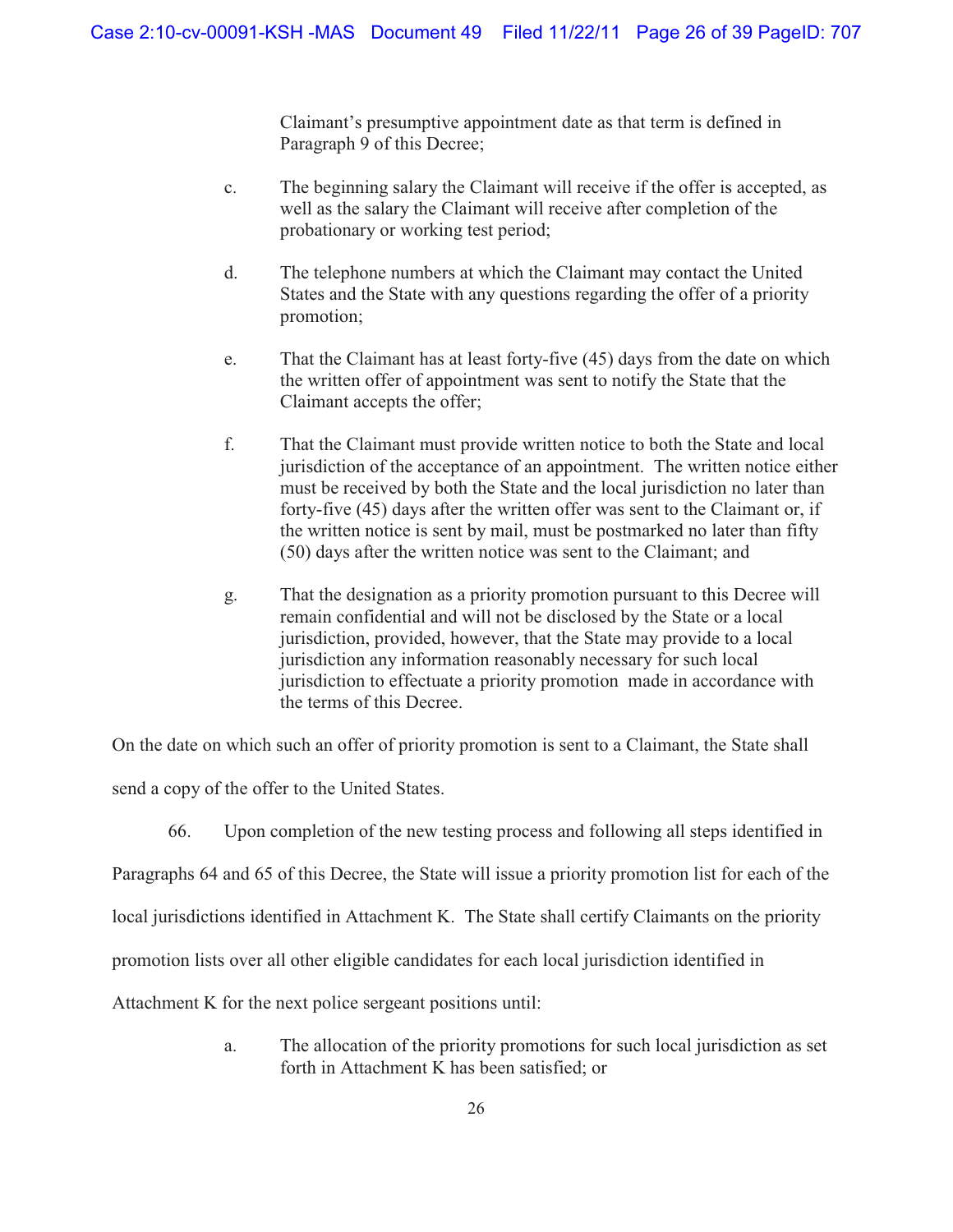Claimant's presumptive appointment date as that term is defined in Paragraph 9 of this Decree;

c. The beginning salary the Claimant will receive if the offer is accepted, as well as the salary the Claimant will receive after completion of the probationary or working test period;

d. The telephone numbers at which the Claimant may contact the United States and the State with any questions regarding the offer of a priority promotion;

e. That the Claimant has at least forty-five (45) days from the date on which the written offer of appointment was sent to notify the State that the Claimant accepts the offer;

f. That the Claimant must provide written notice to both the State and local jurisdiction of the acceptance of an appointment. The written notice either must be received by both the State and the local jurisdiction no later than forty-five (45) days after the written offer was sent to the Claimant or, if the written notice is sent by mail, must be postmarked no later than fifty (50) days after the written notice was sent to the Claimant; and

g. That the designation as a priority promotion pursuant to this Decree will remain confidential and will not be disclosed by the State or a local jurisdiction, provided, however, that the State may provide to a local jurisdiction any information reasonably necessary for such local jurisdiction to effectuate a priority promotion made in accordance with the terms of this Decree.

On the date on which such an offer of priority promotion is sent to a Claimant, the State shall send a copy of the offer to the United States.

66. Upon completion of the new testing process and following all steps identified in Paragraphs 64 and 65 of this Decree, the State will issue a priority promotion list for each of the local jurisdictions identified in Attachment K. The State shall certify Claimants on the priority promotion lists over all other eligible candidates for each local jurisdiction identified in Attachment K for the next police sergeant positions until:

a. The allocation of the priority promotions for such local jurisdiction as set forth in Attachment K has been satisfied; or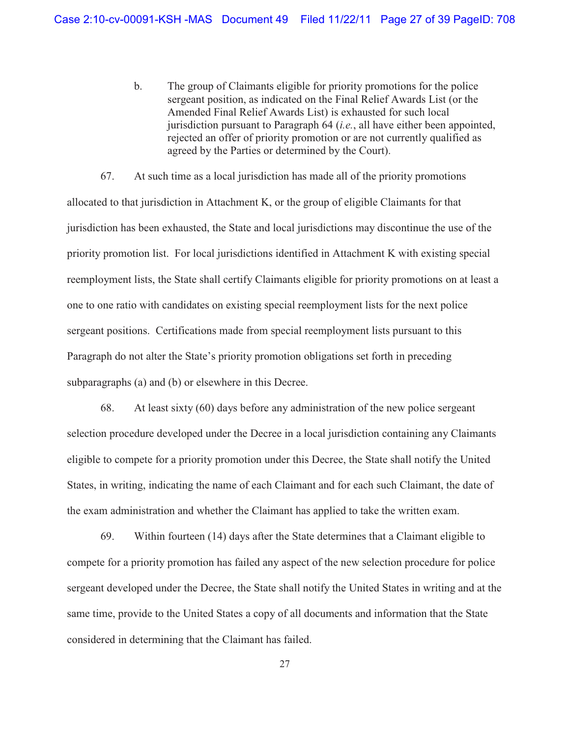b. The group of Claimants eligible for priority promotions for the police sergeant position, as indicated on the Final Relief Awards List (or the Amended Final Relief Awards List) is exhausted for such local jurisdiction pursuant to Paragraph 64 (*i.e.*, all have either been appointed, rejected an offer of priority promotion or are not currently qualified as agreed by the Parties or determined by the Court).

67. At such time as a local jurisdiction has made all of the priority promotions allocated to that jurisdiction in Attachment K, or the group of eligible Claimants for that jurisdiction has been exhausted, the State and local jurisdictions may discontinue the use of the priority promotion list. For local jurisdictions identified in Attachment K with existing special reemployment lists, the State shall certify Claimants eligible for priority promotions on at least a one to one ratio with candidates on existing special reemployment lists for the next police sergeant positions. Certifications made from special reemployment lists pursuant to this Paragraph do not alter the State's priority promotion obligations set forth in preceding subparagraphs (a) and (b) or elsewhere in this Decree.

68. At least sixty (60) days before any administration of the new police sergeant selection procedure developed under the Decree in a local jurisdiction containing any Claimants eligible to compete for a priority promotion under this Decree, the State shall notify the United States, in writing, indicating the name of each Claimant and for each such Claimant, the date of the exam administration and whether the Claimant has applied to take the written exam.

69. Within fourteen (14) days after the State determines that a Claimant eligible to compete for a priority promotion has failed any aspect of the new selection procedure for police sergeant developed under the Decree, the State shall notify the United States in writing and at the same time, provide to the United States a copy of all documents and information that the State considered in determining that the Claimant has failed.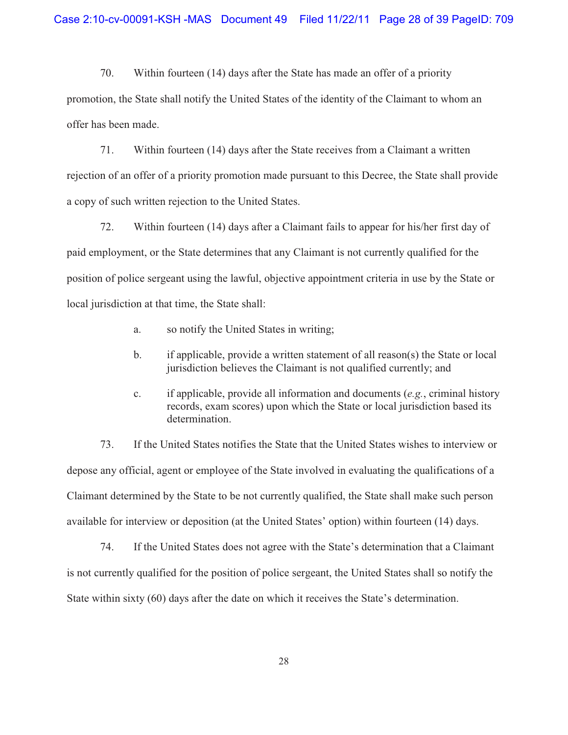70. Within fourteen (14) days after the State has made an offer of a priority promotion, the State shall notify the United States of the identity of the Claimant to whom an offer has been made.

71. Within fourteen (14) days after the State receives from a Claimant a written rejection of an offer of a priority promotion made pursuant to this Decree, the State shall provide a copy of such written rejection to the United States.

72. Within fourteen (14) days after a Claimant fails to appear for his/her first day of paid employment, or the State determines that any Claimant is not currently qualified for the position of police sergeant using the lawful, objective appointment criteria in use by the State or local jurisdiction at that time, the State shall:

a. so notify the United States in writing;

b. if applicable, provide a written statement of all reason(s) the State or local jurisdiction believes the Claimant is not qualified currently; and

c. if applicable, provide all information and documents (*e.g.*, criminal history records, exam scores) upon which the State or local jurisdiction based its determination.

73. If the United States notifies the State that the United States wishes to interview or depose any official, agent or employee of the State involved in evaluating the qualifications of a Claimant determined by the State to be not currently qualified, the State shall make such person available for interview or deposition (at the United States' option) within fourteen (14) days.

74. If the United States does not agree with the State's determination that a Claimant is not currently qualified for the position of police sergeant, the United States shall so notify the State within sixty (60) days after the date on which it receives the State's determination.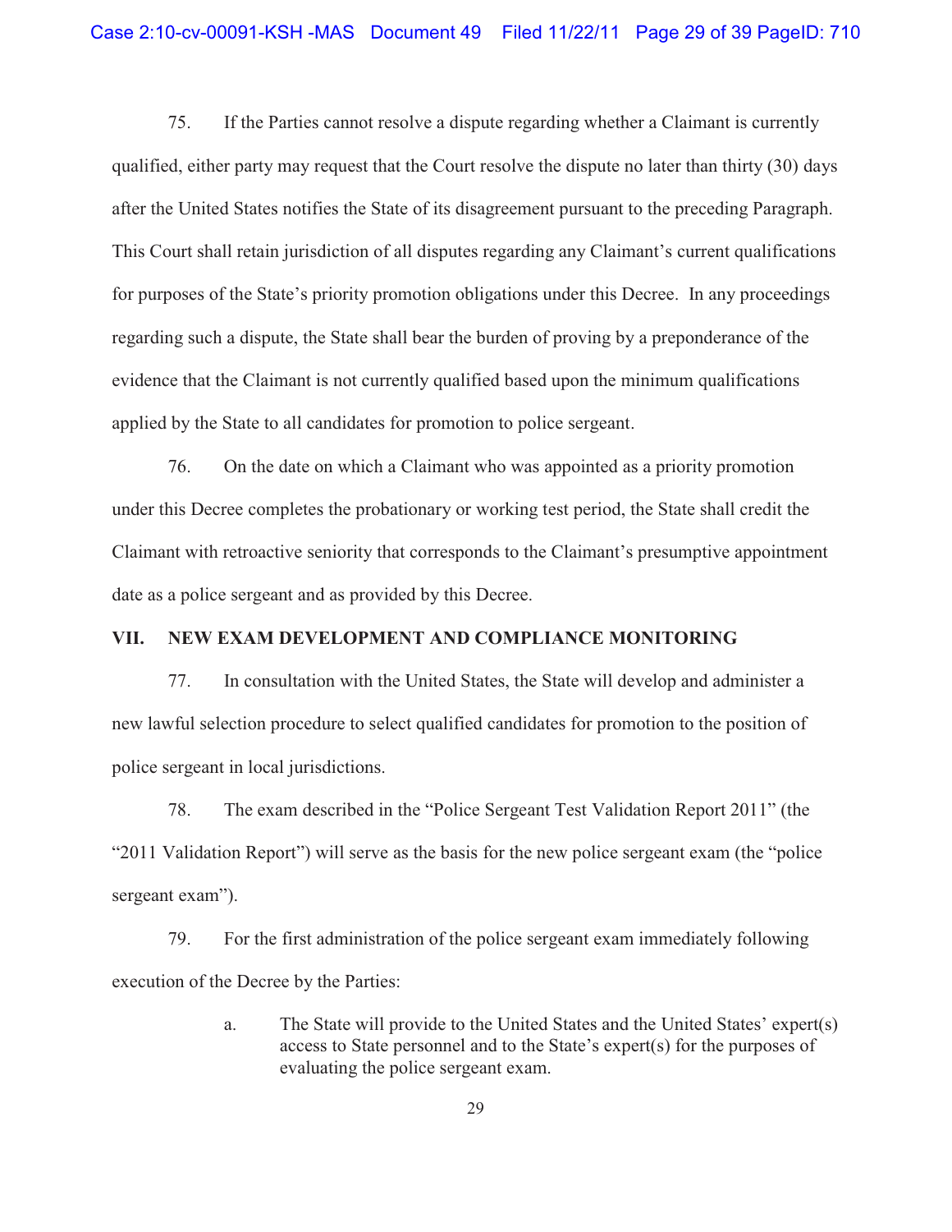75. If the Parties cannot resolve a dispute regarding whether a Claimant is currently qualified, either party may request that the Court resolve the dispute no later than thirty (30) days after the United States notifies the State of its disagreement pursuant to the preceding Paragraph. This Court shall retain jurisdiction of all disputes regarding any Claimant's current qualifications for purposes of the State's priority promotion obligations under this Decree. In any proceedings regarding such a dispute, the State shall bear the burden of proving by a preponderance of the evidence that the Claimant is not currently qualified based upon the minimum qualifications applied by the State to all candidates for promotion to police sergeant.

76. On the date on which a Claimant who was appointed as a priority promotion under this Decree completes the probationary or working test period, the State shall credit the Claimant with retroactive seniority that corresponds to the Claimant's presumptive appointment date as a police sergeant and as provided by this Decree.

## VII. NEW EXAM DEVELOPMENT AND COMPLIANCE MONITORING

77. In consultation with the United States, the State will develop and administer a new lawful selection procedure to select qualified candidates for promotion to the position of police sergeant in local jurisdictions.

78. The exam described in the "Police Sergeant Test Validation Report 2011" (the "2011 Validation Report") will serve as the basis for the new police sergeant exam (the "police sergeant exam").

79. For the first administration of the police sergeant exam immediately following execution of the Decree by the Parties:

a. The State will provide to the United States and the United States' expert(s) access to State personnel and to the State's expert(s) for the purposes of evaluating the police sergeant exam.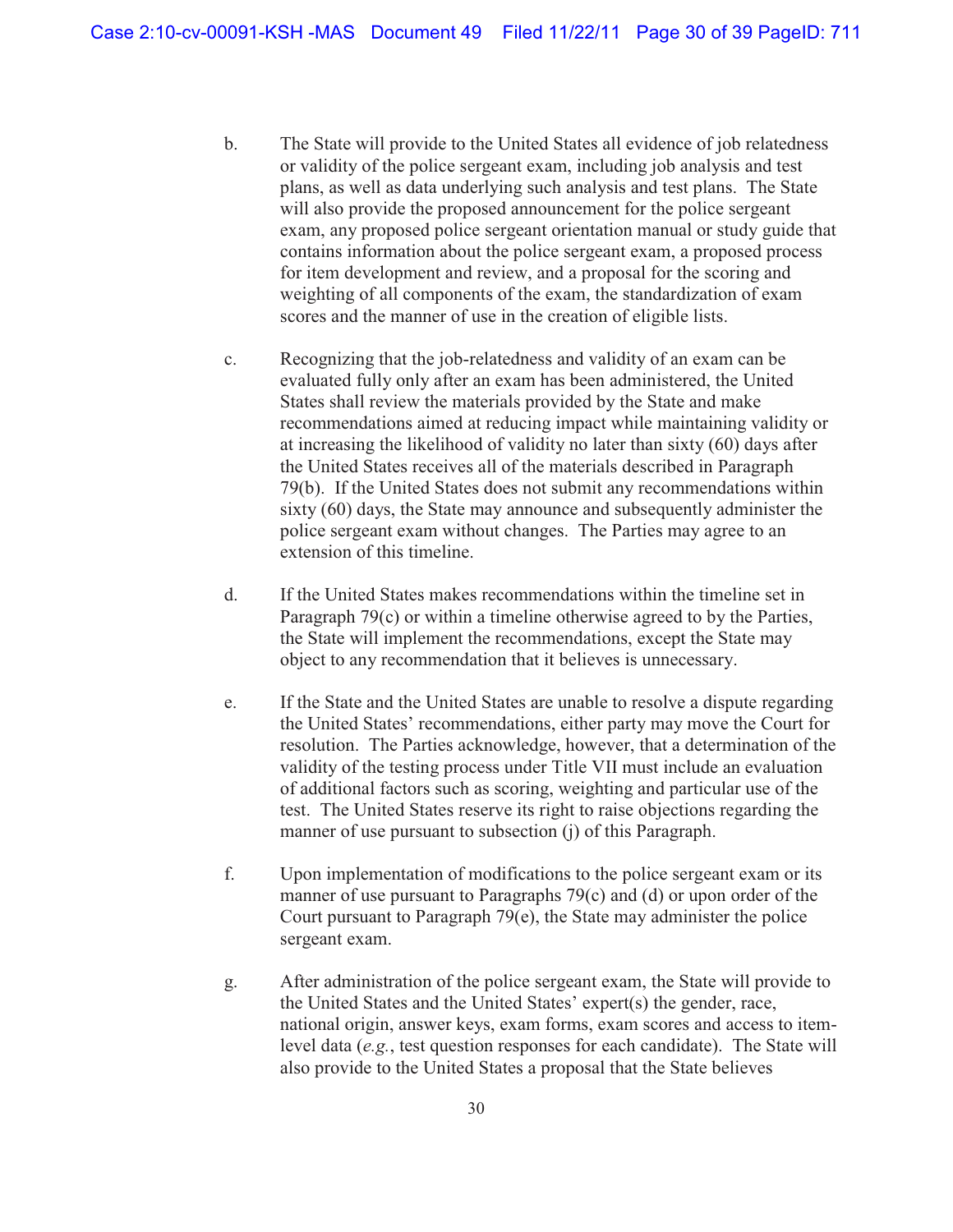b. The State will provide to the United States all evidence of job relatedness or validity of the police sergeant exam, including job analysis and test plans, as well as data underlying such analysis and test plans. The State will also provide the proposed announcement for the police sergeant exam, any proposed police sergeant orientation manual or study guide that contains information about the police sergeant exam, a proposed process for item development and review, and a proposal for the scoring and weighting of all components of the exam, the standardization of exam scores and the manner of use in the creation of eligible lists.

c. Recognizing that the job-relatedness and validity of an exam can be evaluated fully only after an exam has been administered, the United States shall review the materials provided by the State and make recommendations aimed at reducing impact while maintaining validity or at increasing the likelihood of validity no later than sixty (60) days after the United States receives all of the materials described in Paragraph 79(b). If the United States does not submit any recommendations within sixty (60) days, the State may announce and subsequently administer the police sergeant exam without changes. The Parties may agree to an extension of this timeline.

d. If the United States makes recommendations within the timeline set in Paragraph 79(c) or within a timeline otherwise agreed to by the Parties, the State will implement the recommendations, except the State may object to any recommendation that it believes is unnecessary.

e. If the State and the United States are unable to resolve a dispute regarding the United States' recommendations, either party may move the Court for resolution. The Parties acknowledge, however, that a determination of the validity of the testing process under Title VII must include an evaluation of additional factors such as scoring, weighting and particular use of the test. The United States reserve its right to raise objections regarding the manner of use pursuant to subsection (j) of this Paragraph.

f. Upon implementation of modifications to the police sergeant exam or its manner of use pursuant to Paragraphs 79(c) and (d) or upon order of the Court pursuant to Paragraph 79(e), the State may administer the police sergeant exam.

g. After administration of the police sergeant exam, the State will provide to the United States and the United States' expert(s) the gender, race, national origin, answer keys, exam forms, exam scores and access to item-level data (*e.g.*, test question responses for each candidate). The State will also provide to the United States a proposal that the State believes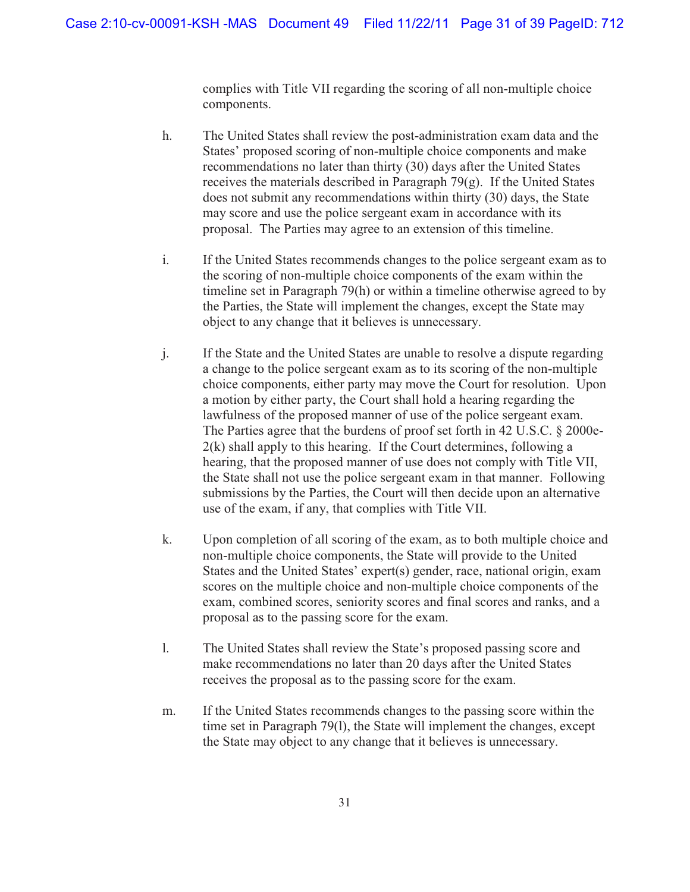complies with Title VII regarding the scoring of all non-multiple choice components.

h. The United States shall review the post-administration exam data and the States' proposed scoring of non-multiple choice components and make recommendations no later than thirty (30) days after the United States receives the materials described in Paragraph 79(g). If the United States does not submit any recommendations within thirty (30) days, the State may score and use the police sergeant exam in accordance with its proposal. The Parties may agree to an extension of this timeline.

i. If the United States recommends changes to the police sergeant exam as to the scoring of non-multiple choice components of the exam within the timeline set in Paragraph 79(h) or within a timeline otherwise agreed to by the Parties, the State will implement the changes, except the State may object to any change that it believes is unnecessary.

j. If the State and the United States are unable to resolve a dispute regarding a change to the police sergeant exam as to its scoring of the non-multiple choice components, either party may move the Court for resolution. Upon a motion by either party, the Court shall hold a hearing regarding the lawfulness of the proposed manner of use of the police sergeant exam. The Parties agree that the burdens of proof set forth in 42 U.S.C. § 2000e-2(k) shall apply to this hearing. If the Court determines, following a hearing, that the proposed manner of use does not comply with Title VII, the State shall not use the police sergeant exam in that manner. Following submissions by the Parties, the Court will then decide upon an alternative use of the exam, if any, that complies with Title VII.

k. Upon completion of all scoring of the exam, as to both multiple choice and non-multiple choice components, the State will provide to the United States and the United States' expert(s) gender, race, national origin, exam scores on the multiple choice and non-multiple choice components of the exam, combined scores, seniority scores and final scores and ranks, and a proposal as to the passing score for the exam.

l. The United States shall review the State's proposed passing score and make recommendations no later than 20 days after the United States receives the proposal as to the passing score for the exam.

m. If the United States recommends changes to the passing score within the time set in Paragraph 79(l), the State will implement the changes, except the State may object to any change that it believes is unnecessary.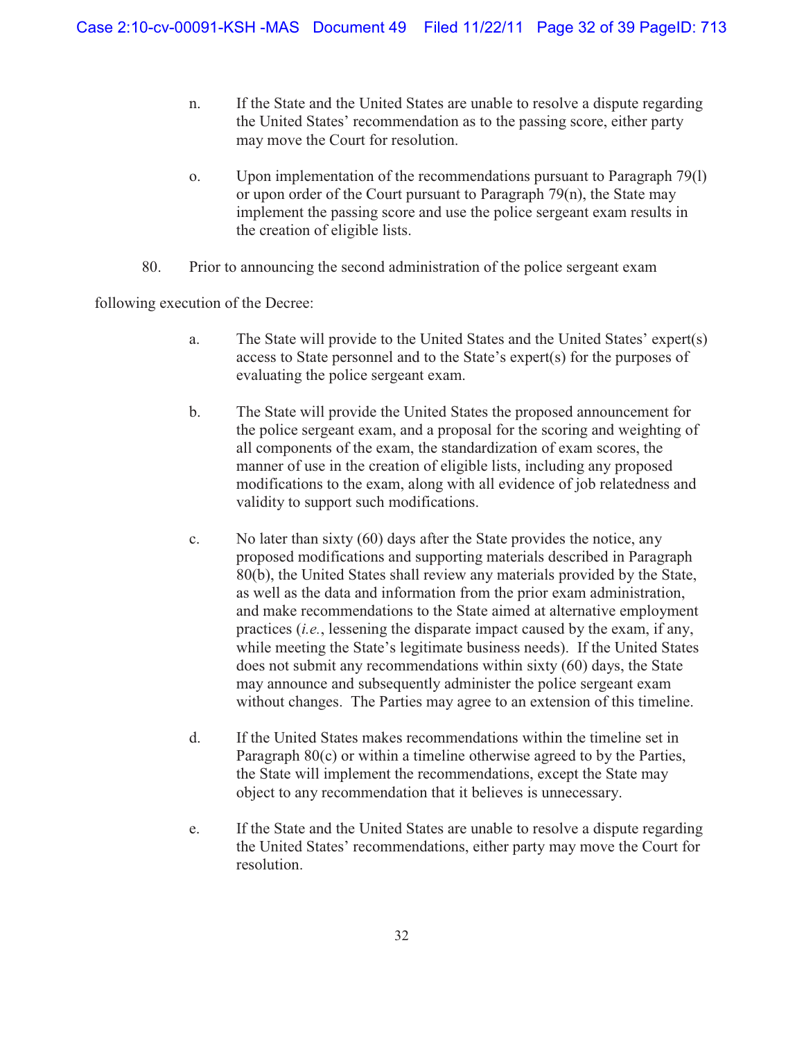n. If the State and the United States are unable to resolve a dispute regarding the United States' recommendation as to the passing score, either party may move the Court for resolution.

o. Upon implementation of the recommendations pursuant to Paragraph 79(l) or upon order of the Court pursuant to Paragraph 79(n), the State may implement the passing score and use the police sergeant exam results in the creation of eligible lists.

80. Prior to announcing the second administration of the police sergeant exam following execution of the Decree:

a. The State will provide to the United States and the United States' expert(s) access to State personnel and to the State's expert(s) for the purposes of evaluating the police sergeant exam.

b. The State will provide the United States the proposed announcement for the police sergeant exam, and a proposal for the scoring and weighting of all components of the exam, the standardization of exam scores, the manner of use in the creation of eligible lists, including any proposed modifications to the exam, along with all evidence of job relatedness and validity to support such modifications.

c. No later than sixty (60) days after the State provides the notice, any proposed modifications and supporting materials described in Paragraph 80(b), the United States shall review any materials provided by the State, as well as the data and information from the prior exam administration, and make recommendations to the State aimed at alternative employment practices (*i.e.*, lessening the disparate impact caused by the exam, if any, while meeting the State's legitimate business needs). If the United States does not submit any recommendations within sixty (60) days, the State may announce and subsequently administer the police sergeant exam without changes. The Parties may agree to an extension of this timeline.

d. If the United States makes recommendations within the timeline set in Paragraph 80(c) or within a timeline otherwise agreed to by the Parties, the State will implement the recommendations, except the State may object to any recommendation that it believes is unnecessary.

e. If the State and the United States are unable to resolve a dispute regarding the United States' recommendations, either party may move the Court for resolution.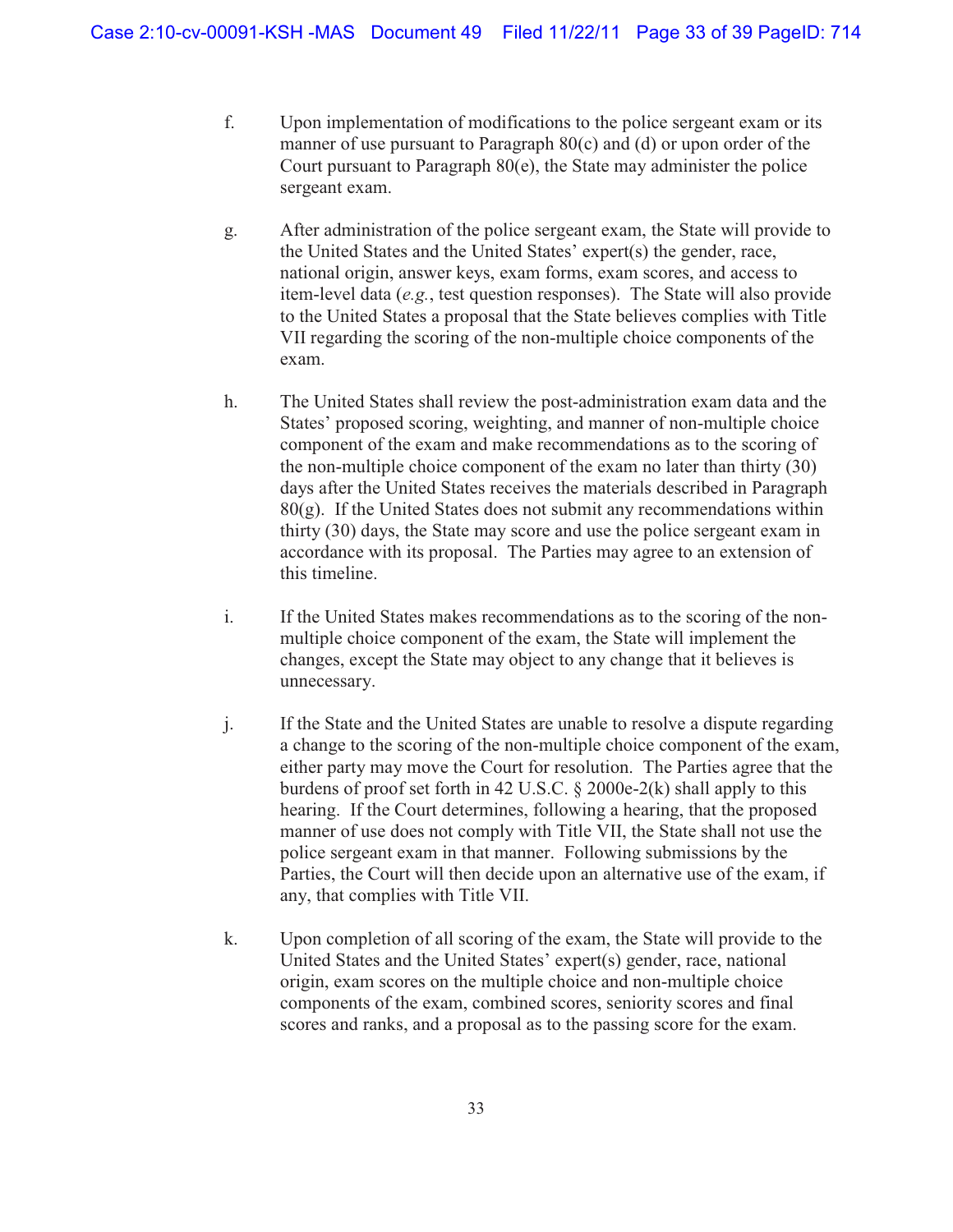f. Upon implementation of modifications to the police sergeant exam or its manner of use pursuant to Paragraph 80(c) and (d) or upon order of the Court pursuant to Paragraph 80(e), the State may administer the police sergeant exam.

g. After administration of the police sergeant exam, the State will provide to the United States and the United States' expert(s) the gender, race, national origin, answer keys, exam forms, exam scores, and access to item-level data (*e.g.*, test question responses). The State will also provide to the United States a proposal that the State believes complies with Title VII regarding the scoring of the non-multiple choice components of the exam.

h. The United States shall review the post-administration exam data and the States' proposed scoring, weighting, and manner of non-multiple choice component of the exam and make recommendations as to the scoring of the non-multiple choice component of the exam no later than thirty (30) days after the United States receives the materials described in Paragraph 80(g). If the United States does not submit any recommendations within thirty (30) days, the State may score and use the police sergeant exam in accordance with its proposal. The Parties may agree to an extension of this timeline.

i. If the United States makes recommendations as to the scoring of the non-multiple choice component of the exam, the State will implement the changes, except the State may object to any change that it believes is unnecessary.

j. If the State and the United States are unable to resolve a dispute regarding a change to the scoring of the non-multiple choice component of the exam, either party may move the Court for resolution. The Parties agree that the burdens of proof set forth in 42 U.S.C. § 2000e-2(k) shall apply to this hearing. If the Court determines, following a hearing, that the proposed manner of use does not comply with Title VII, the State shall not use the police sergeant exam in that manner. Following submissions by the Parties, the Court will then decide upon an alternative use of the exam, if any, that complies with Title VII.

k. Upon completion of all scoring of the exam, the State will provide to the United States and the United States' expert(s) gender, race, national origin, exam scores on the multiple choice and non-multiple choice components of the exam, combined scores, seniority scores and final scores and ranks, and a proposal as to the passing score for the exam.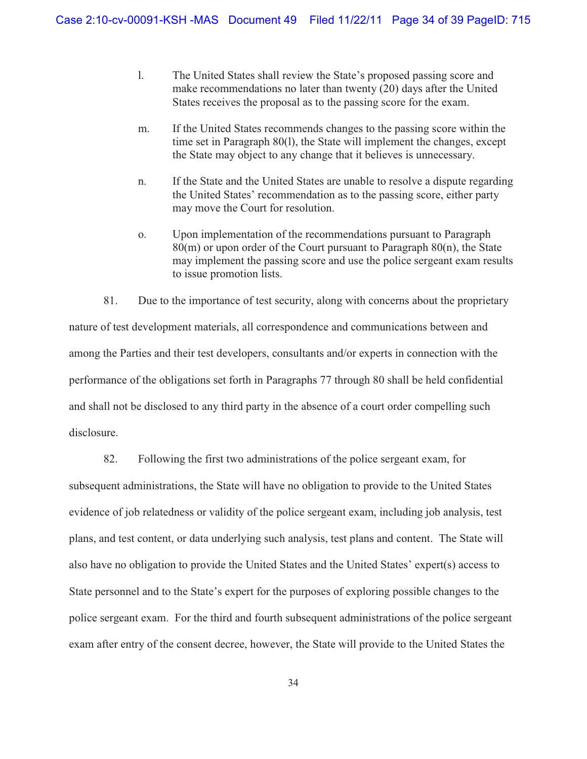l. The United States shall review the State's proposed passing score and make recommendations no later than twenty (20) days after the United States receives the proposal as to the passing score for the exam.

m. If the United States recommends changes to the passing score within the time set in Paragraph 80(l), the State will implement the changes, except the State may object to any change that it believes is unnecessary.

n. If the State and the United States are unable to resolve a dispute regarding the United States' recommendation as to the passing score, either party may move the Court for resolution.

o. Upon implementation of the recommendations pursuant to Paragraph 80(m) or upon order of the Court pursuant to Paragraph 80(n), the State may implement the passing score and use the police sergeant exam results to issue promotion lists.

81. Due to the importance of test security, along with concerns about the proprietary nature of test development materials, all correspondence and communications between and among the Parties and their test developers, consultants and/or experts in connection with the performance of the obligations set forth in Paragraphs 77 through 80 shall be held confidential and shall not be disclosed to any third party in the absence of a court order compelling such disclosure.

82. Following the first two administrations of the police sergeant exam, for subsequent administrations, the State will have no obligation to provide to the United States evidence of job relatedness or validity of the police sergeant exam, including job analysis, test plans, and test content, or data underlying such analysis, test plans and content. The State will also have no obligation to provide the United States and the United States' expert(s) access to State personnel and to the State's expert for the purposes of exploring possible changes to the police sergeant exam. For the third and fourth subsequent administrations of the police sergeant exam after entry of the consent decree, however, the State will provide to the United States the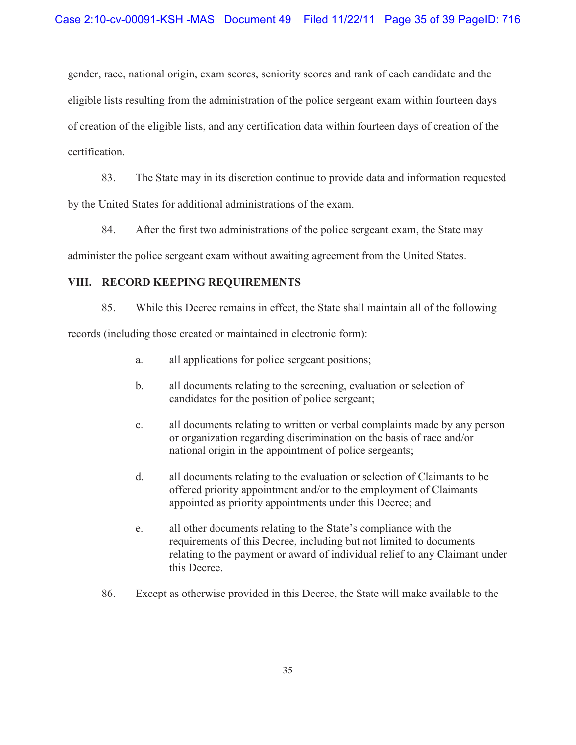gender, race, national origin, exam scores, seniority scores and rank of each candidate and the eligible lists resulting from the administration of the police sergeant exam within fourteen days of creation of the eligible lists, and any certification data within fourteen days of creation of the certification.

83. The State may in its discretion continue to provide data and information requested by the United States for additional administrations of the exam.

84. After the first two administrations of the police sergeant exam, the State may administer the police sergeant exam without awaiting agreement from the United States.

## VIII. RECORD KEEPING REQUIREMENTS

85. While this Decree remains in effect, the State shall maintain all of the following records (including those created or maintained in electronic form):

a. all applications for police sergeant positions;

b. all documents relating to the screening, evaluation or selection of candidates for the position of police sergeant;

c. all documents relating to written or verbal complaints made by any person or organization regarding discrimination on the basis of race and/or national origin in the appointment of police sergeants;

d. all documents relating to the evaluation or selection of Claimants to be offered priority appointment and/or to the employment of Claimants appointed as priority appointments under this Decree; and

e. all other documents relating to the State's compliance with the requirements of this Decree, including but not limited to documents relating to the payment or award of individual relief to any Claimant under this Decree.

86. Except as otherwise provided in this Decree, the State will make available to the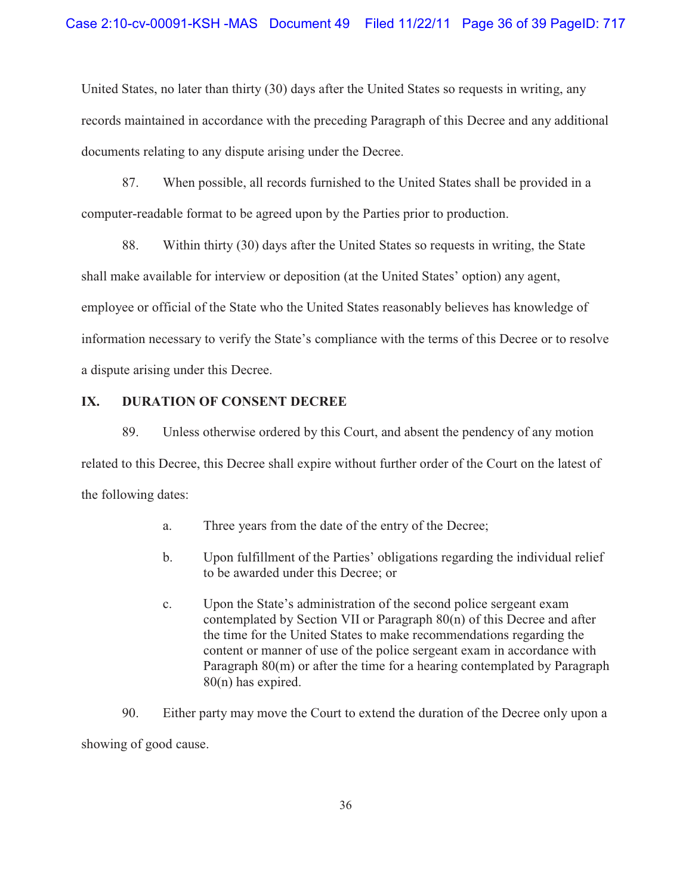United States, no later than thirty (30) days after the United States so requests in writing, any records maintained in accordance with the preceding Paragraph of this Decree and any additional documents relating to any dispute arising under the Decree.

87. When possible, all records furnished to the United States shall be provided in a computer-readable format to be agreed upon by the Parties prior to production.

88. Within thirty (30) days after the United States so requests in writing, the State shall make available for interview or deposition (at the United States' option) any agent, employee or official of the State who the United States reasonably believes has knowledge of information necessary to verify the State's compliance with the terms of this Decree or to resolve a dispute arising under this Decree.

## IX. DURATION OF CONSENT DECREE

89. Unless otherwise ordered by this Court, and absent the pendency of any motion related to this Decree, this Decree shall expire without further order of the Court on the latest of the following dates:

a. Three years from the date of the entry of the Decree;

b. Upon fulfillment of the Parties' obligations regarding the individual relief to be awarded under this Decree; or

c. Upon the State's administration of the second police sergeant exam contemplated by Section VII or Paragraph 80(n) of this Decree and after the time for the United States to make recommendations regarding the content or manner of use of the police sergeant exam in accordance with Paragraph 80(m) or after the time for a hearing contemplated by Paragraph 80(n) has expired.

90. Either party may move the Court to extend the duration of the Decree only upon a showing of good cause.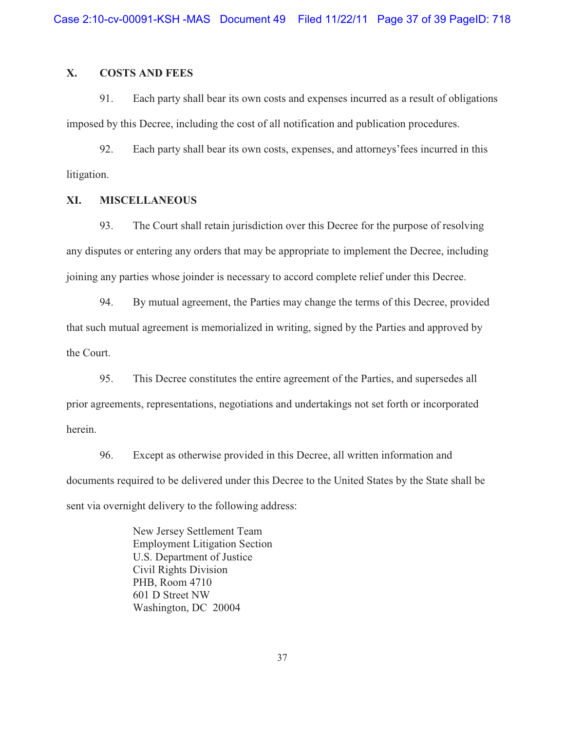## X. COSTS AND FEES

91. Each party shall bear its own costs and expenses incurred as a result of obligations imposed by this Decree, including the cost of all notification and publication procedures.

92. Each party shall bear its own costs, expenses, and attorneys' fees incurred in this litigation.

## XI. MISCELLANEOUS

93. The Court shall retain jurisdiction over this Decree for the purpose of resolving any disputes or entering any orders that may be appropriate to implement the Decree, including joining any parties whose joinder is necessary to accord complete relief under this Decree.

94. By mutual agreement, the Parties may change the terms of this Decree, provided that such mutual agreement is memorialized in writing, signed by the Parties and approved by the Court.

95. This Decree constitutes the entire agreement of the Parties, and supersedes all prior agreements, representations, negotiations and undertakings not set forth or incorporated herein.

96. Except as otherwise provided in this Decree, all written information and documents required to be delivered under this Decree to the United States by the State shall be sent via overnight delivery to the following address:

New Jersey Settlement Team
Employment Litigation Section
U.S. Department of Justice
Civil Rights Division
PHB, Room 4710
601 D Street NW
Washington, DC 20004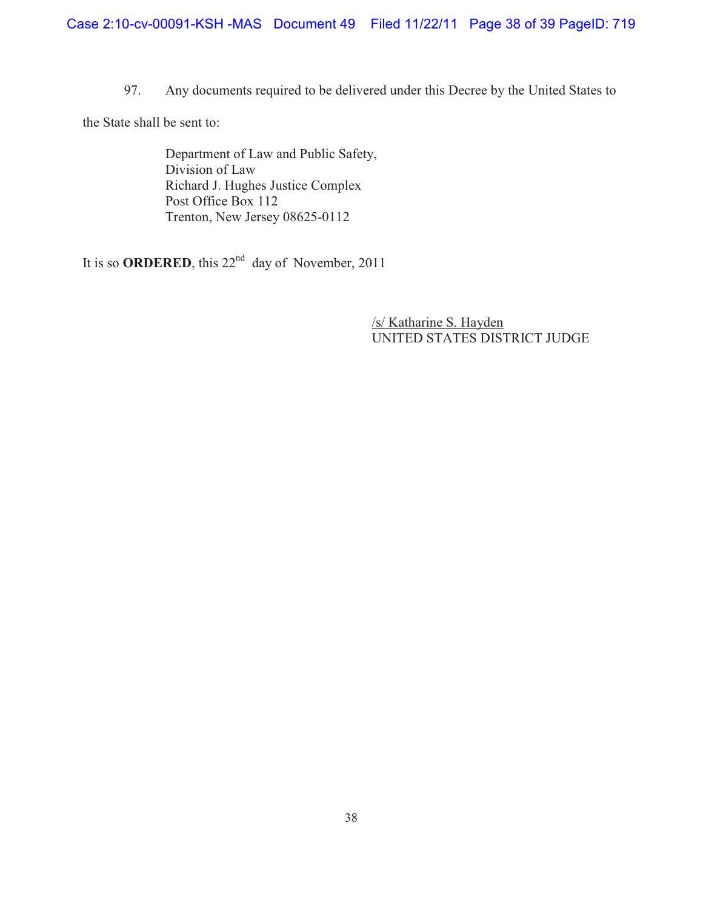97. Any documents required to be delivered under this Decree by the United States to the State shall be sent to:

Department of Law and Public Safety,
Division of Law
Richard J. Hughes Justice Complex
Post Office Box 112
Trenton, New Jersey 08625-0112

It is so **ORDERED**, this 22nd day of November, 2011

/s/ Katharine S. Hayden
UNITED STATES DISTRICT JUDGE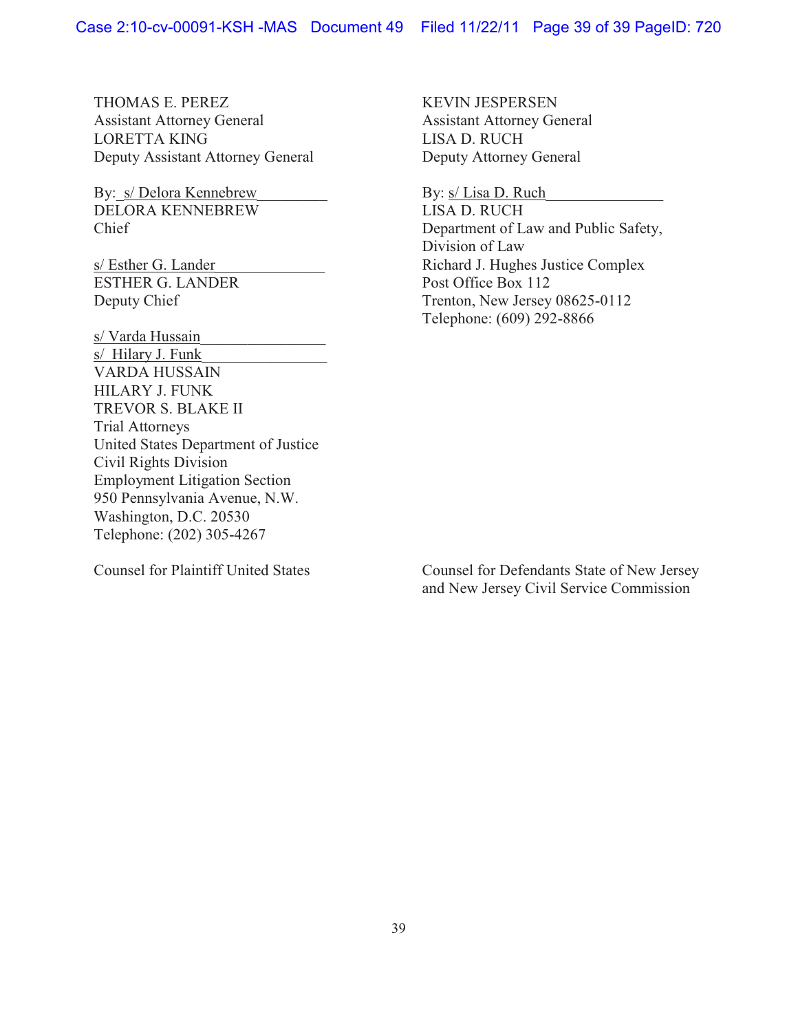THOMAS E. PEREZ
Assistant Attorney General
LORETTA KING
Deputy Assistant Attorney General

By: s/ Delora Kennebrew
DELORA KENNEBREW
Chief

s/ Esther G. Lander
ESTHER G. LANDER
Deputy Chief

s/ Varda Hussain
s/ Hilary J. Funk
VARDA HUSSAIN
HILARY J. FUNK
TREVOR S. BLAKE II
Trial Attorneys
United States Department of Justice
Civil Rights Division
Employment Litigation Section
950 Pennsylvania Avenue, N.W.
Washington, D.C. 20530
Telephone: (202) 305-4267

Counsel for Plaintiff United States

KEVIN JESPERSEN
Assistant Attorney General
LISA D. RUCH
Deputy Attorney General

By: s/ Lisa D. Ruch
LISA D. RUCH
Department of Law and Public Safety,
Division of Law
Richard J. Hughes Justice Complex
Post Office Box 112
Trenton, New Jersey 08625-0112
Telephone: (609) 292-8866

Counsel for Defendants State of New Jersey
and New Jersey Civil Service Commission